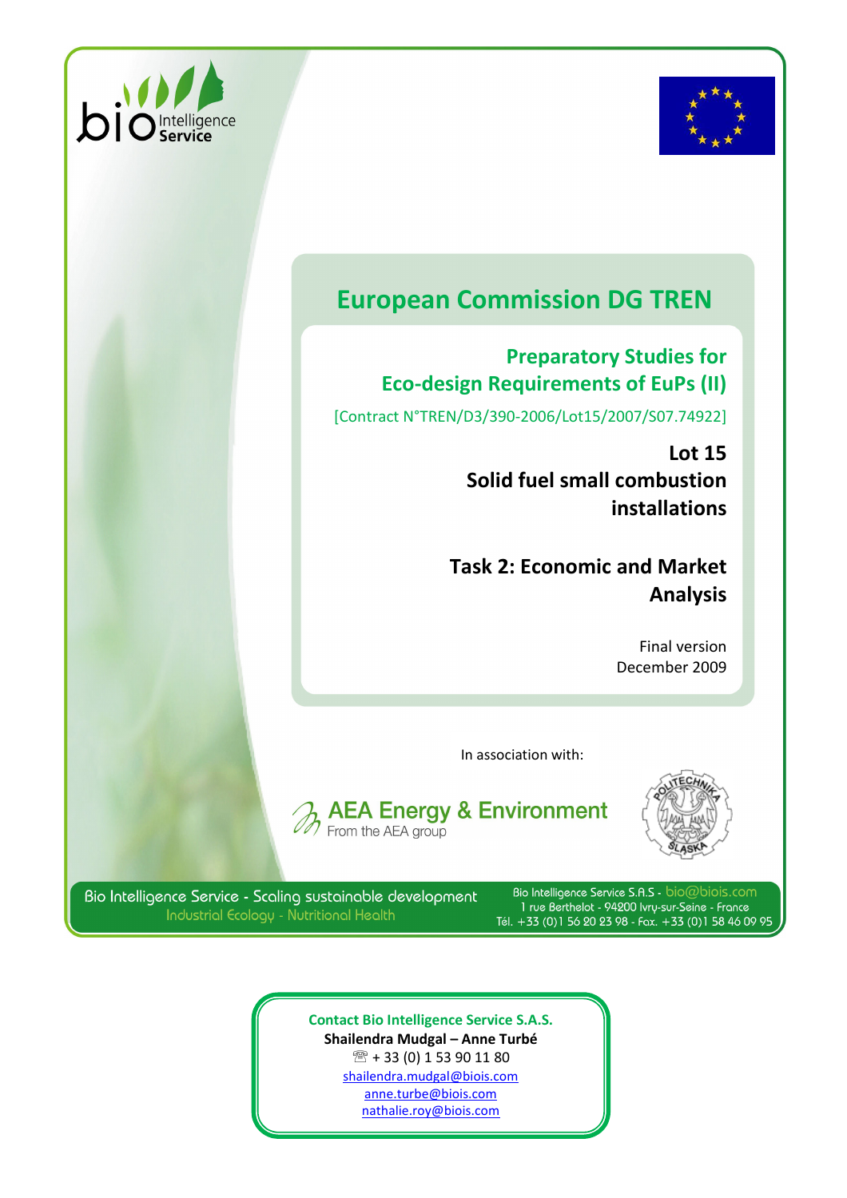bio Intelligence Service

# European Commission DG TREN

## Preparatory Studies for Eco-design Requirements of EuPs (II)

[Contract N°TREN/D3/390-2006/Lot15/2007/S07.74922]

**Lot 15**
**Solid fuel small combustion installations**

**Task 2: Economic and Market Analysis**

Final version
December 2009

In association with:

AEA Energy & Environment
From the AEA group

Bio Intelligence Service - Scaling sustainable development
Industrial Ecology - Nutritional Health

Bio Intelligence Service S.A.S - bio@biois.com
1 rue Berthelot - 94200 Ivry-sur-Seine - France
Tél. +33 (0)1 56 20 23 98 - Fax. +33 (0)1 58 46 09 95

**Contact Bio Intelligence Service S.A.S.**
**Shailendra Mudgal – Anne Turbé**
☏ + 33 (0) 1 53 90 11 80
shailendra.mudgal@biois.com
anne.turbe@biois.com
nathalie.roy@biois.com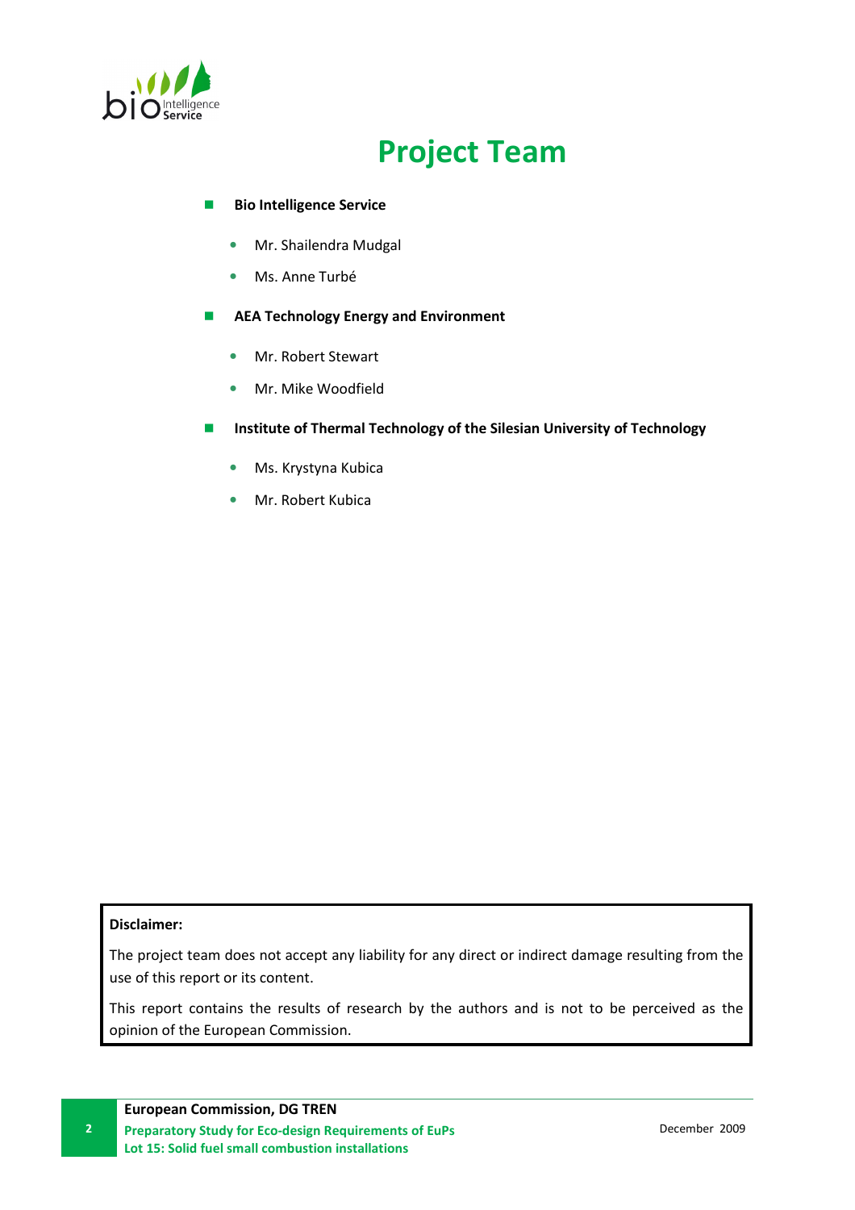# Project Team

- **Bio Intelligence Service**
  - Mr. Shailendra Mudgal
  - Ms. Anne Turbé
- **AEA Technology Energy and Environment**
  - Mr. Robert Stewart
  - Mr. Mike Woodfield
- **Institute of Thermal Technology of the Silesian University of Technology**
  - Ms. Krystyna Kubica
  - Mr. Robert Kubica

**Disclaimer:**

The project team does not accept any liability for any direct or indirect damage resulting from the use of this report or its content.

This report contains the results of research by the authors and is not to be perceived as the opinion of the European Commission.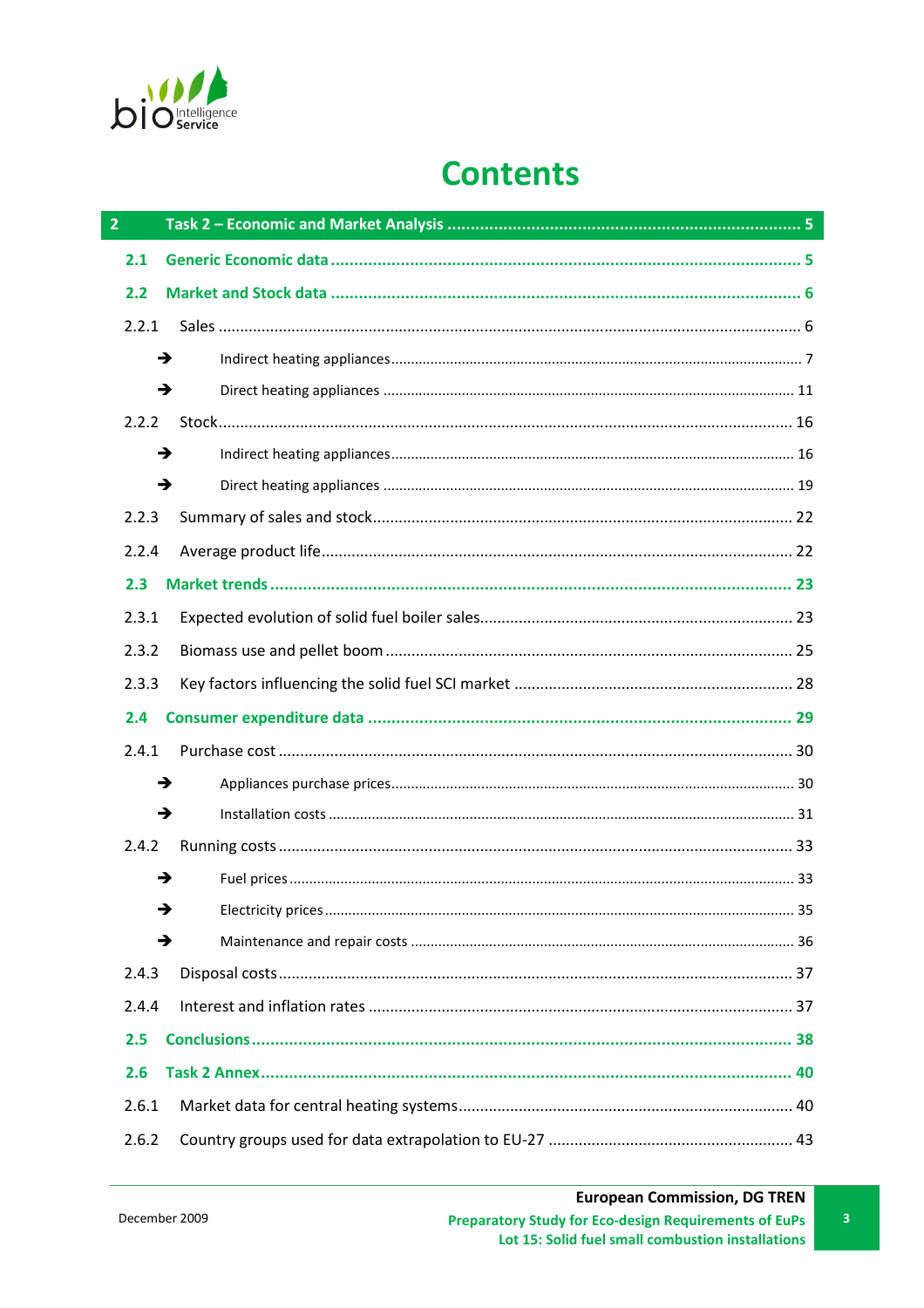# Contents

**2 Task 2 – Economic and Market Analysis ........ 5**

**2.1 Generic Economic data ........ 5**

**2.2 Market and Stock data ........ 6**

2.2.1 Sales ........ 6

➔ Indirect heating appliances ........ 7

➔ Direct heating appliances ........ 11

2.2.2 Stock ........ 16

➔ Indirect heating appliances ........ 16

➔ Direct heating appliances ........ 19

2.2.3 Summary of sales and stock ........ 22

2.2.4 Average product life ........ 22

**2.3 Market trends ........ 23**

2.3.1 Expected evolution of solid fuel boiler sales ........ 23

2.3.2 Biomass use and pellet boom ........ 25

2.3.3 Key factors influencing the solid fuel SCI market ........ 28

**2.4 Consumer expenditure data ........ 29**

2.4.1 Purchase cost ........ 30

➔ Appliances purchase prices ........ 30

➔ Installation costs ........ 31

2.4.2 Running costs ........ 33

➔ Fuel prices ........ 33

➔ Electricity prices ........ 35

➔ Maintenance and repair costs ........ 36

2.4.3 Disposal costs ........ 37

2.4.4 Interest and inflation rates ........ 37

**2.5 Conclusions ........ 38**

**2.6 Task 2 Annex ........ 40**

2.6.1 Market data for central heating systems ........ 40

2.6.2 Country groups used for data extrapolation to EU-27 ........ 43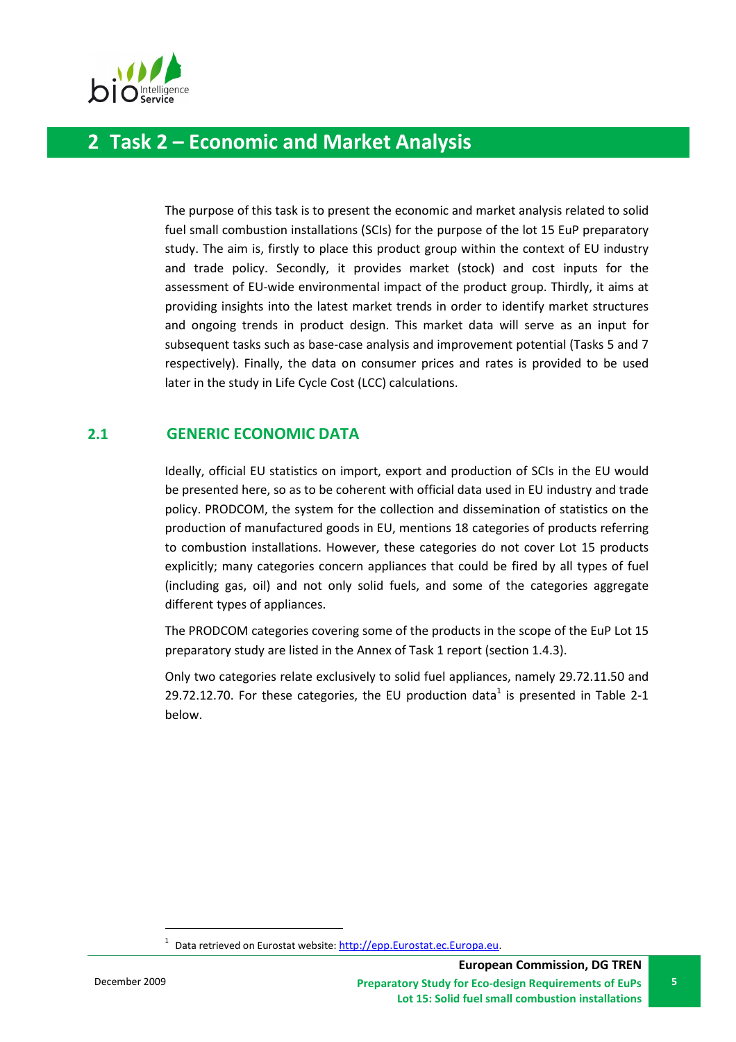# 2 Task 2 – Economic and Market Analysis

The purpose of this task is to present the economic and market analysis related to solid fuel small combustion installations (SCIs) for the purpose of the lot 15 EuP preparatory study. The aim is, firstly to place this product group within the context of EU industry and trade policy. Secondly, it provides market (stock) and cost inputs for the assessment of EU-wide environmental impact of the product group. Thirdly, it aims at providing insights into the latest market trends in order to identify market structures and ongoing trends in product design. This market data will serve as an input for subsequent tasks such as base-case analysis and improvement potential (Tasks 5 and 7 respectively). Finally, the data on consumer prices and rates is provided to be used later in the study in Life Cycle Cost (LCC) calculations.

## 2.1 GENERIC ECONOMIC DATA

Ideally, official EU statistics on import, export and production of SCIs in the EU would be presented here, so as to be coherent with official data used in EU industry and trade policy. PRODCOM, the system for the collection and dissemination of statistics on the production of manufactured goods in EU, mentions 18 categories of products referring to combustion installations. However, these categories do not cover Lot 15 products explicitly; many categories concern appliances that could be fired by all types of fuel (including gas, oil) and not only solid fuels, and some of the categories aggregate different types of appliances.

The PRODCOM categories covering some of the products in the scope of the EuP Lot 15 preparatory study are listed in the Annex of Task 1 report (section 1.4.3).

Only two categories relate exclusively to solid fuel appliances, namely 29.72.11.50 and 29.72.12.70. For these categories, the EU production data[1] is presented in Table 2-1 below.

[1] Data retrieved on Eurostat website: http://epp.Eurostat.ec.Europa.eu.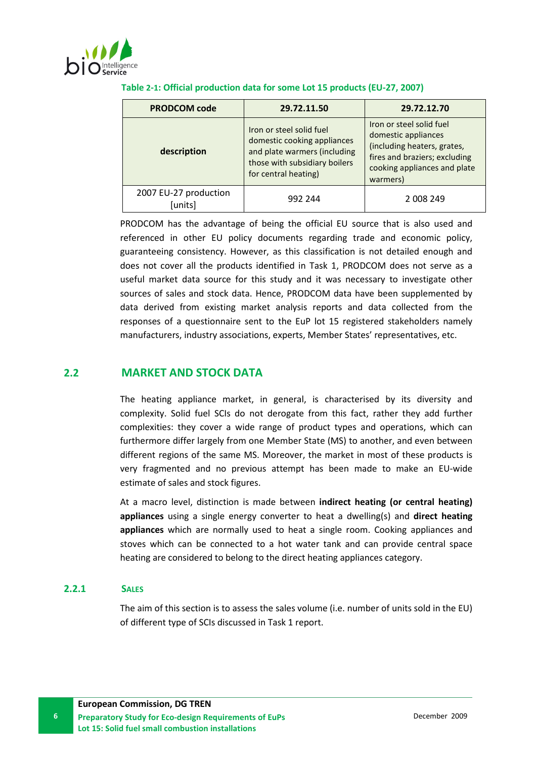**Table 2-1: Official production data for some Lot 15 products (EU-27, 2007)**

| PRODCOM code | 29.72.11.50 | 29.72.12.70 |
|---|---|---|
| description | Iron or steel solid fuel domestic cooking appliances and plate warmers (including those with subsidiary boilers for central heating) | Iron or steel solid fuel domestic appliances (including heaters, grates, fires and braziers; excluding cooking appliances and plate warmers) |
| 2007 EU-27 production [units] | 992 244 | 2 008 249 |

PRODCOM has the advantage of being the official EU source that is also used and referenced in other EU policy documents regarding trade and economic policy, guaranteeing consistency. However, as this classification is not detailed enough and does not cover all the products identified in Task 1, PRODCOM does not serve as a useful market data source for this study and it was necessary to investigate other sources of sales and stock data. Hence, PRODCOM data have been supplemented by data derived from existing market analysis reports and data collected from the responses of a questionnaire sent to the EuP lot 15 registered stakeholders namely manufacturers, industry associations, experts, Member States' representatives, etc.

## 2.2 MARKET AND STOCK DATA

The heating appliance market, in general, is characterised by its diversity and complexity. Solid fuel SCIs do not derogate from this fact, rather they add further complexities: they cover a wide range of product types and operations, which can furthermore differ largely from one Member State (MS) to another, and even between different regions of the same MS. Moreover, the market in most of these products is very fragmented and no previous attempt has been made to make an EU-wide estimate of sales and stock figures.

At a macro level, distinction is made between **indirect heating (or central heating) appliances** using a single energy converter to heat a dwelling(s) and **direct heating appliances** which are normally used to heat a single room. Cooking appliances and stoves which can be connected to a hot water tank and can provide central space heating are considered to belong to the direct heating appliances category.

### 2.2.1 SALES

The aim of this section is to assess the sales volume (i.e. number of units sold in the EU) of different type of SCIs discussed in Task 1 report.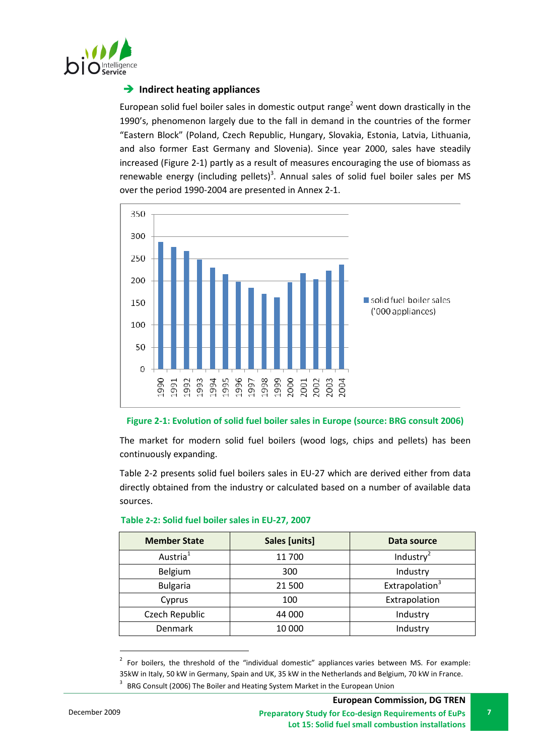### ➔ Indirect heating appliances

European solid fuel boiler sales in domestic output range[2] went down drastically in the 1990's, phenomenon largely due to the fall in demand in the countries of the former "Eastern Block" (Poland, Czech Republic, Hungary, Slovakia, Estonia, Latvia, Lithuania, and also former East Germany and Slovenia). Since year 2000, sales have steadily increased (Figure 2-1) partly as a result of measures encouraging the use of biomass as renewable energy (including pellets)[3]. Annual sales of solid fuel boiler sales per MS over the period 1990-2004 are presented in Annex 2-1.

**Figure 2-1: Evolution of solid fuel boiler sales in Europe (source: BRG consult 2006)**

The market for modern solid fuel boilers (wood logs, chips and pellets) has been continuously expanding.

Table 2-2 presents solid fuel boilers sales in EU-27 which are derived either from data directly obtained from the industry or calculated based on a number of available data sources.

**Table 2-2: Solid fuel boiler sales in EU-27, 2007**

| Member State | Sales [units] | Data source |
|---|---|---|
| Austria[1] | 11 700 | Industry[2] |
| Belgium | 300 | Industry |
| Bulgaria | 21 500 | Extrapolation[3] |
| Cyprus | 100 | Extrapolation |
| Czech Republic | 44 000 | Industry |
| Denmark | 10 000 | Industry |

---

[2] For boilers, the threshold of the "individual domestic" appliances varies between MS. For example: 35kW in Italy, 50 kW in Germany, Spain and UK, 35 kW in the Netherlands and Belgium, 70 kW in France.

[3] BRG Consult (2006) The Boiler and Heating System Market in the European Union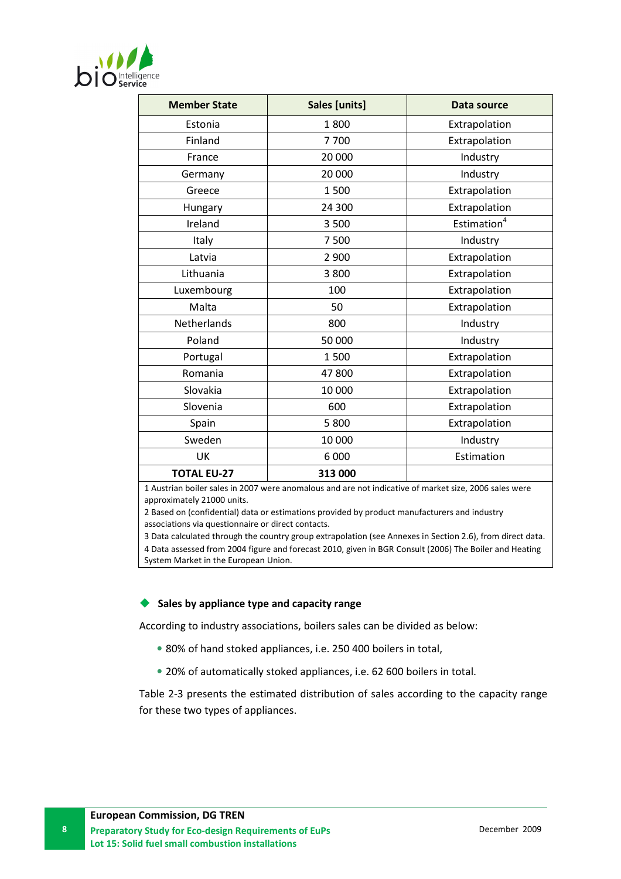| Member State | Sales [units] | Data source |
|---|---|---|
| Estonia | 1 800 | Extrapolation |
| Finland | 7 700 | Extrapolation |
| France | 20 000 | Industry |
| Germany | 20 000 | Industry |
| Greece | 1 500 | Extrapolation |
| Hungary | 24 300 | Extrapolation |
| Ireland | 3 500 | Estimation[4] |
| Italy | 7 500 | Industry |
| Latvia | 2 900 | Extrapolation |
| Lithuania | 3 800 | Extrapolation |
| Luxembourg | 100 | Extrapolation |
| Malta | 50 | Extrapolation |
| Netherlands | 800 | Industry |
| Poland | 50 000 | Industry |
| Portugal | 1 500 | Extrapolation |
| Romania | 47 800 | Extrapolation |
| Slovakia | 10 000 | Extrapolation |
| Slovenia | 600 | Extrapolation |
| Spain | 5 800 | Extrapolation |
| Sweden | 10 000 | Industry |
| UK | 6 000 | Estimation |
| **TOTAL EU-27** | **313 000** | |

1 Austrian boiler sales in 2007 were anomalous and are not indicative of market size, 2006 sales were approximately 21000 units.
2 Based on (confidential) data or estimations provided by product manufacturers and industry associations via questionnaire or direct contacts.
3 Data calculated through the country group extrapolation (see Annexes in Section 2.6), from direct data.
4 Data assessed from 2004 figure and forecast 2010, given in BGR Consult (2006) The Boiler and Heating System Market in the European Union.

- **Sales by appliance type and capacity range**

According to industry associations, boilers sales can be divided as below:

- 80% of hand stoked appliances, i.e. 250 400 boilers in total,
- 20% of automatically stoked appliances, i.e. 62 600 boilers in total.

Table 2-3 presents the estimated distribution of sales according to the capacity range for these two types of appliances.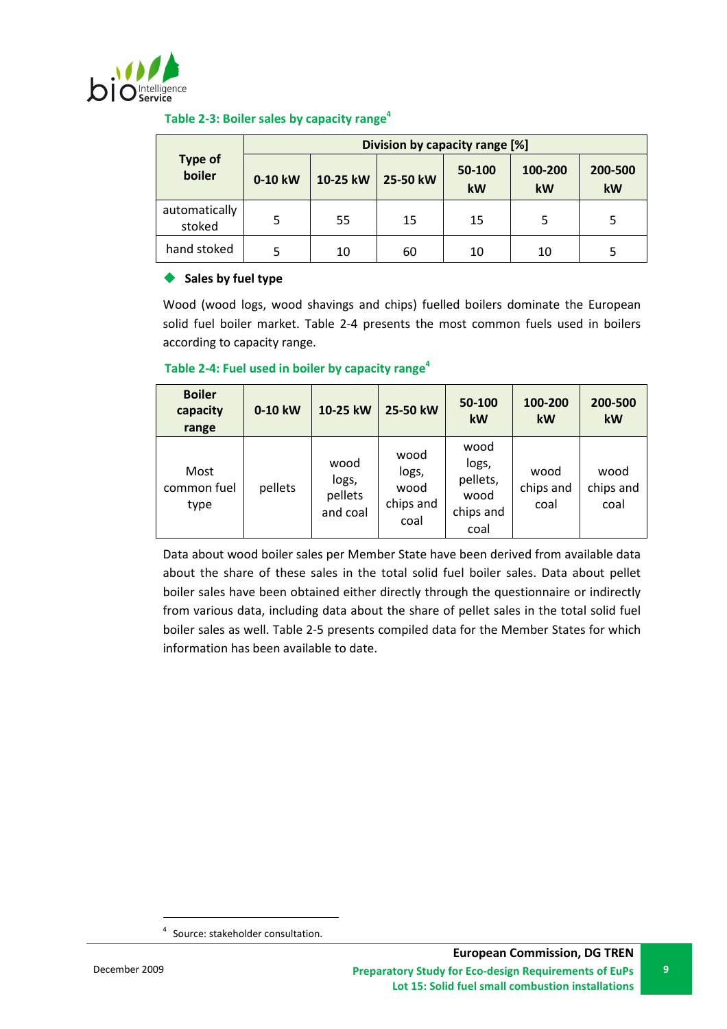**Table 2-3: Boiler sales by capacity range[4]**

| Type of boiler | Division by capacity range [%] | | | | | |
|---|---|---|---|---|---|---|
| | 0-10 kW | 10-25 kW | 25-50 kW | 50-100 kW | 100-200 kW | 200-500 kW |
| automatically stoked | 5 | 55 | 15 | 15 | 5 | 5 |
| hand stoked | 5 | 10 | 60 | 10 | 10 | 5 |

- **Sales by fuel type**

Wood (wood logs, wood shavings and chips) fuelled boilers dominate the European solid fuel boiler market. Table 2-4 presents the most common fuels used in boilers according to capacity range.

**Table 2-4: Fuel used in boiler by capacity range[4]**

| Boiler capacity range | 0-10 kW | 10-25 kW | 25-50 kW | 50-100 kW | 100-200 kW | 200-500 kW |
|---|---|---|---|---|---|---|
| Most common fuel type | pellets | wood logs, pellets and coal | wood logs, wood chips and coal | wood logs, pellets, wood chips and coal | wood chips and coal | wood chips and coal |

Data about wood boiler sales per Member State have been derived from available data about the share of these sales in the total solid fuel boiler sales. Data about pellet boiler sales have been obtained either directly through the questionnaire or indirectly from various data, including data about the share of pellet sales in the total solid fuel boiler sales as well. Table 2-5 presents compiled data for the Member States for which information has been available to date.

[4] Source: stakeholder consultation.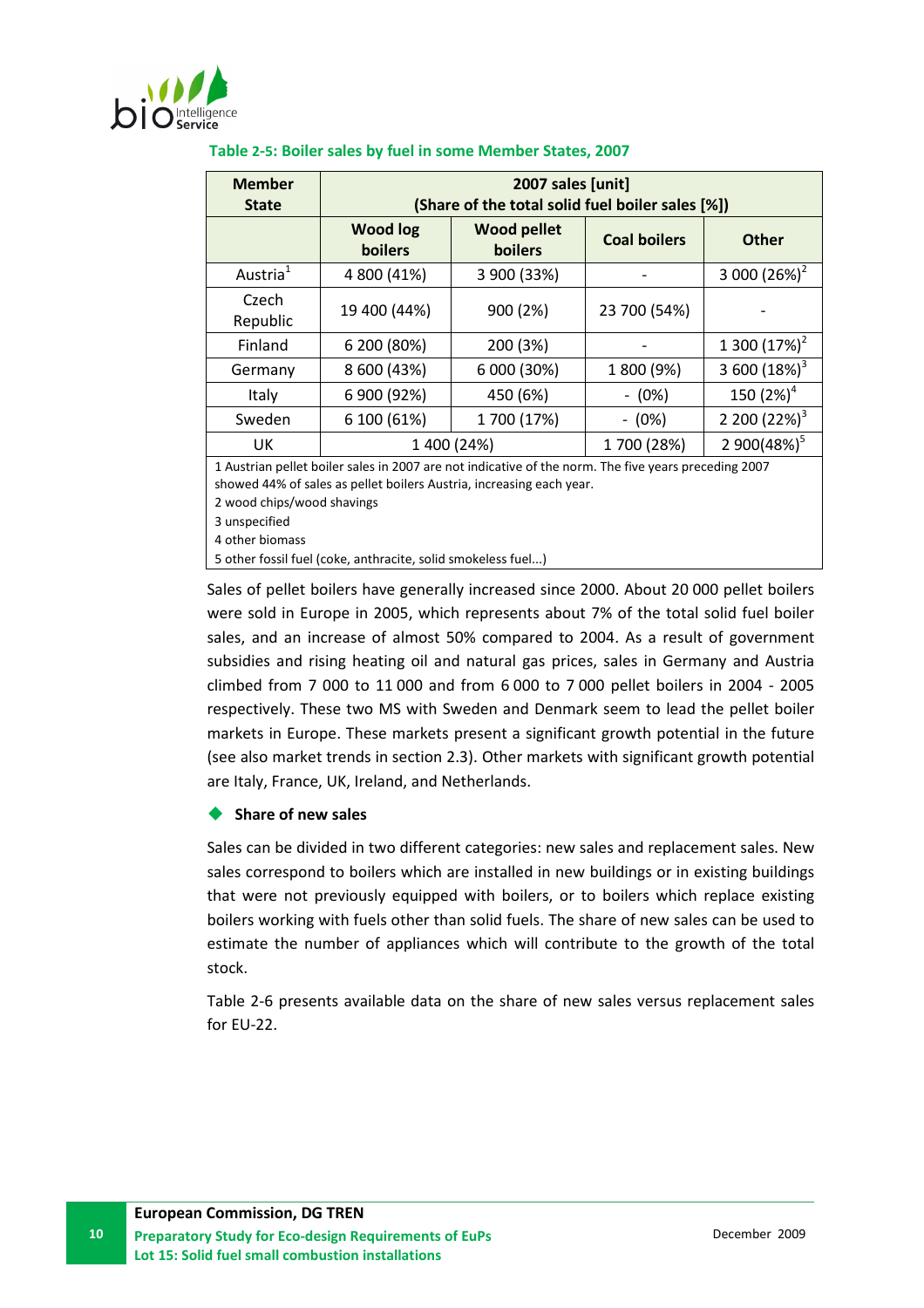**Table 2-5: Boiler sales by fuel in some Member States, 2007**

| Member State | 2007 sales [unit] (Share of the total solid fuel boiler sales [%]) | | | |
|---|---|---|---|---|
| | Wood log boilers | Wood pellet boilers | Coal boilers | Other |
| Austria[1] | 4 800 (41%) | 3 900 (33%) | - | 3 000 (26%)[2] |
| Czech Republic | 19 400 (44%) | 900 (2%) | 23 700 (54%) | - |
| Finland | 6 200 (80%) | 200 (3%) | - | 1 300 (17%)[2] |
| Germany | 8 600 (43%) | 6 000 (30%) | 1 800 (9%) | 3 600 (18%)[3] |
| Italy | 6 900 (92%) | 450 (6%) | - (0%) | 150 (2%)[4] |
| Sweden | 6 100 (61%) | 1 700 (17%) | - (0%) | 2 200 (22%)[3] |
| UK | 1 400 (24%) | | 1 700 (28%) | 2 900(48%)[5] |

1 Austrian pellet boiler sales in 2007 are not indicative of the norm. The five years preceding 2007 showed 44% of sales as pellet boilers Austria, increasing each year.
2 wood chips/wood shavings
3 unspecified
4 other biomass
5 other fossil fuel (coke, anthracite, solid smokeless fuel...)

Sales of pellet boilers have generally increased since 2000. About 20 000 pellet boilers were sold in Europe in 2005, which represents about 7% of the total solid fuel boiler sales, and an increase of almost 50% compared to 2004. As a result of government subsidies and rising heating oil and natural gas prices, sales in Germany and Austria climbed from 7 000 to 11 000 and from 6 000 to 7 000 pellet boilers in 2004 - 2005 respectively. These two MS with Sweden and Denmark seem to lead the pellet boiler markets in Europe. These markets present a significant growth potential in the future (see also market trends in section 2.3). Other markets with significant growth potential are Italy, France, UK, Ireland, and Netherlands.

- **Share of new sales**

Sales can be divided in two different categories: new sales and replacement sales. New sales correspond to boilers which are installed in new buildings or in existing buildings that were not previously equipped with boilers, or to boilers which replace existing boilers working with fuels other than solid fuels. The share of new sales can be used to estimate the number of appliances which will contribute to the growth of the total stock.

Table 2-6 presents available data on the share of new sales versus replacement sales for EU-22.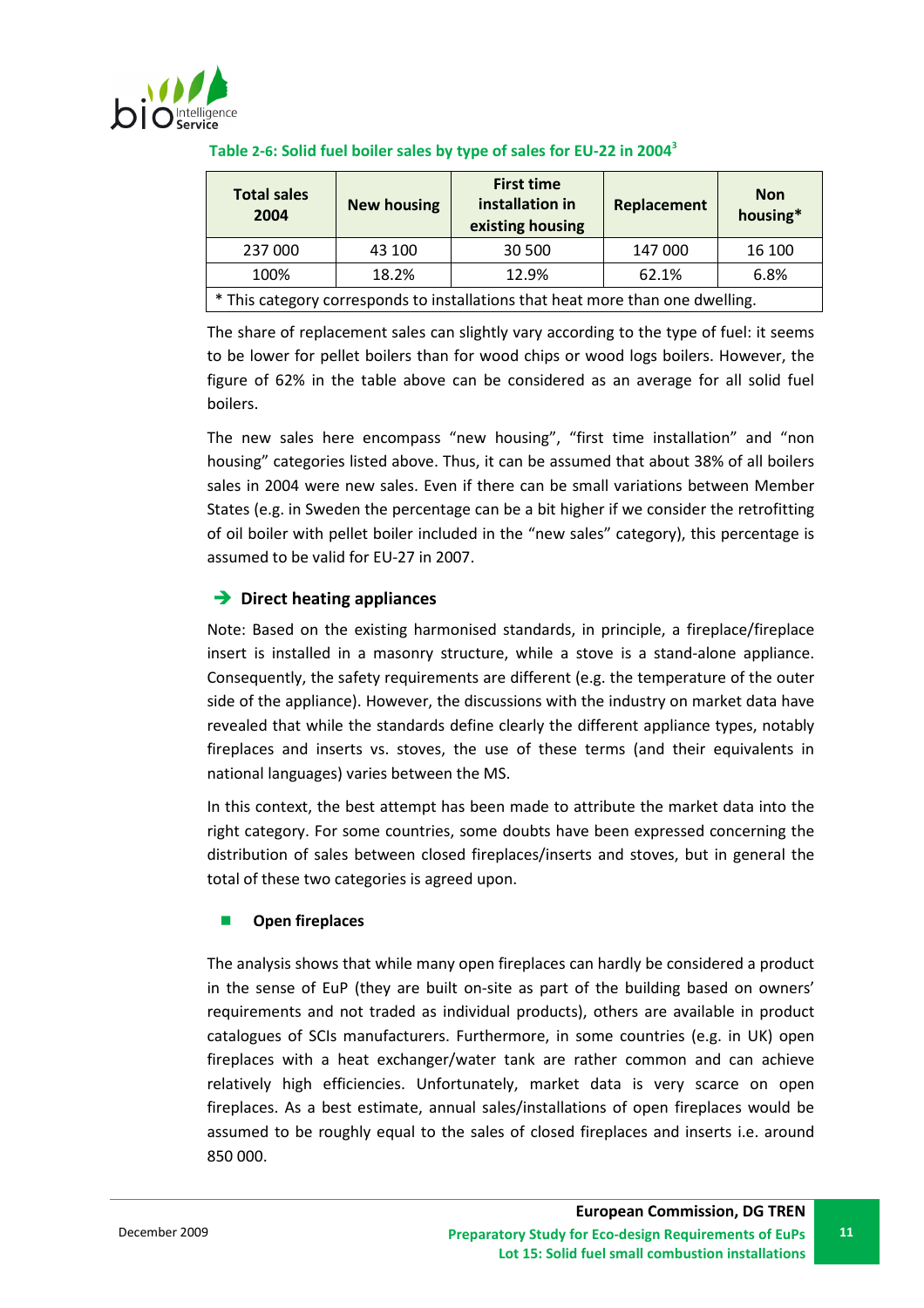**Table 2-6: Solid fuel boiler sales by type of sales for EU-22 in 2004[3]**

| Total sales 2004 | New housing | First time installation in existing housing | Replacement | Non housing* |
|---|---|---|---|---|
| 237 000 | 43 100 | 30 500 | 147 000 | 16 100 |
| 100% | 18.2% | 12.9% | 62.1% | 6.8% |

* This category corresponds to installations that heat more than one dwelling.

The share of replacement sales can slightly vary according to the type of fuel: it seems to be lower for pellet boilers than for wood chips or wood logs boilers. However, the figure of 62% in the table above can be considered as an average for all solid fuel boilers.

The new sales here encompass "new housing", "first time installation" and "non housing" categories listed above. Thus, it can be assumed that about 38% of all boilers sales in 2004 were new sales. Even if there can be small variations between Member States (e.g. in Sweden the percentage can be a bit higher if we consider the retrofitting of oil boiler with pellet boiler included in the "new sales" category), this percentage is assumed to be valid for EU-27 in 2007.

### ➔ Direct heating appliances

Note: Based on the existing harmonised standards, in principle, a fireplace/fireplace insert is installed in a masonry structure, while a stove is a stand-alone appliance. Consequently, the safety requirements are different (e.g. the temperature of the outer side of the appliance). However, the discussions with the industry on market data have revealed that while the standards define clearly the different appliance types, notably fireplaces and inserts vs. stoves, the use of these terms (and their equivalents in national languages) varies between the MS.

In this context, the best attempt has been made to attribute the market data into the right category. For some countries, some doubts have been expressed concerning the distribution of sales between closed fireplaces/inserts and stoves, but in general the total of these two categories is agreed upon.

- **Open fireplaces**

The analysis shows that while many open fireplaces can hardly be considered a product in the sense of EuP (they are built on-site as part of the building based on owners' requirements and not traded as individual products), others are available in product catalogues of SCIs manufacturers. Furthermore, in some countries (e.g. in UK) open fireplaces with a heat exchanger/water tank are rather common and can achieve relatively high efficiencies. Unfortunately, market data is very scarce on open fireplaces. As a best estimate, annual sales/installations of open fireplaces would be assumed to be roughly equal to the sales of closed fireplaces and inserts i.e. around 850 000.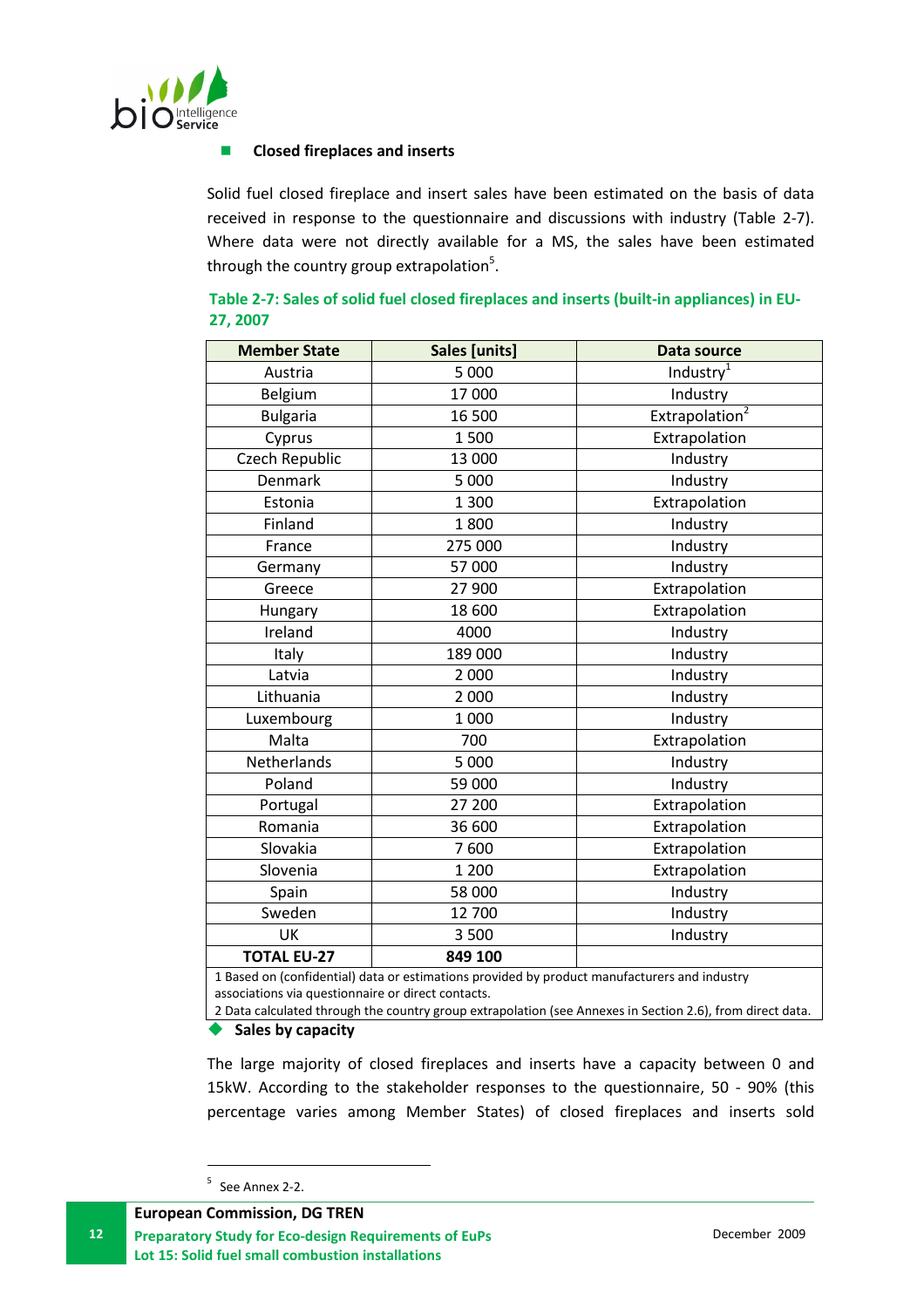### Closed fireplaces and inserts

Solid fuel closed fireplace and insert sales have been estimated on the basis of data received in response to the questionnaire and discussions with industry (Table 2-7). Where data were not directly available for a MS, the sales have been estimated through the country group extrapolation[5].

**Table 2-7: Sales of solid fuel closed fireplaces and inserts (built-in appliances) in EU-27, 2007**

| Member State | Sales [units] | Data source |
|---|---|---|
| Austria | 5 000 | Industry[1] |
| Belgium | 17 000 | Industry |
| Bulgaria | 16 500 | Extrapolation[2] |
| Cyprus | 1 500 | Extrapolation |
| Czech Republic | 13 000 | Industry |
| Denmark | 5 000 | Industry |
| Estonia | 1 300 | Extrapolation |
| Finland | 1 800 | Industry |
| France | 275 000 | Industry |
| Germany | 57 000 | Industry |
| Greece | 27 900 | Extrapolation |
| Hungary | 18 600 | Extrapolation |
| Ireland | 4000 | Industry |
| Italy | 189 000 | Industry |
| Latvia | 2 000 | Industry |
| Lithuania | 2 000 | Industry |
| Luxembourg | 1 000 | Industry |
| Malta | 700 | Extrapolation |
| Netherlands | 5 000 | Industry |
| Poland | 59 000 | Industry |
| Portugal | 27 200 | Extrapolation |
| Romania | 36 600 | Extrapolation |
| Slovakia | 7 600 | Extrapolation |
| Slovenia | 1 200 | Extrapolation |
| Spain | 58 000 | Industry |
| Sweden | 12 700 | Industry |
| UK | 3 500 | Industry |
| **TOTAL EU-27** | **849 100** | |

1 Based on (confidential) data or estimations provided by product manufacturers and industry associations via questionnaire or direct contacts.
2 Data calculated through the country group extrapolation (see Annexes in Section 2.6), from direct data.

### Sales by capacity

The large majority of closed fireplaces and inserts have a capacity between 0 and 15kW. According to the stakeholder responses to the questionnaire, 50 - 90% (this percentage varies among Member States) of closed fireplaces and inserts sold

[5] See Annex 2-2.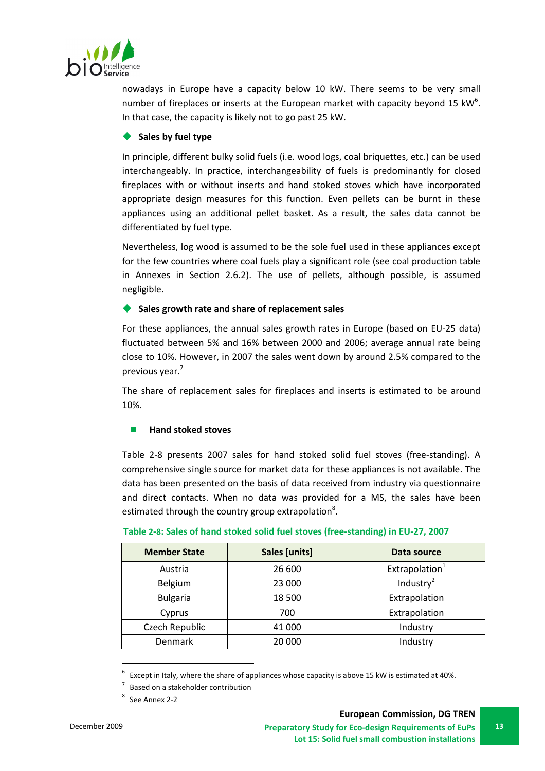nowadays in Europe have a capacity below 10 kW. There seems to be very small number of fireplaces or inserts at the European market with capacity beyond 15 kW[6]. In that case, the capacity is likely not to go past 25 kW.

- **Sales by fuel type**

In principle, different bulky solid fuels (i.e. wood logs, coal briquettes, etc.) can be used interchangeably. In practice, interchangeability of fuels is predominantly for closed fireplaces with or without inserts and hand stoked stoves which have incorporated appropriate design measures for this function. Even pellets can be burnt in these appliances using an additional pellet basket. As a result, the sales data cannot be differentiated by fuel type.

Nevertheless, log wood is assumed to be the sole fuel used in these appliances except for the few countries where coal fuels play a significant role (see coal production table in Annexes in Section 2.6.2). The use of pellets, although possible, is assumed negligible.

- **Sales growth rate and share of replacement sales**

For these appliances, the annual sales growth rates in Europe (based on EU-25 data) fluctuated between 5% and 16% between 2000 and 2006; average annual rate being close to 10%. However, in 2007 the sales went down by around 2.5% compared to the previous year.[7]

The share of replacement sales for fireplaces and inserts is estimated to be around 10%.

- **Hand stoked stoves**

Table 2-8 presents 2007 sales for hand stoked solid fuel stoves (free-standing). A comprehensive single source for market data for these appliances is not available. The data has been presented on the basis of data received from industry via questionnaire and direct contacts. When no data was provided for a MS, the sales have been estimated through the country group extrapolation[8].

**Table 2-8: Sales of hand stoked solid fuel stoves (free-standing) in EU-27, 2007**

| Member State | Sales [units] | Data source |
|---|---|---|
| Austria | 26 600 | Extrapolation[1] |
| Belgium | 23 000 | Industry[2] |
| Bulgaria | 18 500 | Extrapolation |
| Cyprus | 700 | Extrapolation |
| Czech Republic | 41 000 | Industry |
| Denmark | 20 000 | Industry |

[6] Except in Italy, where the share of appliances whose capacity is above 15 kW is estimated at 40%.

[7] Based on a stakeholder contribution

[8] See Annex 2-2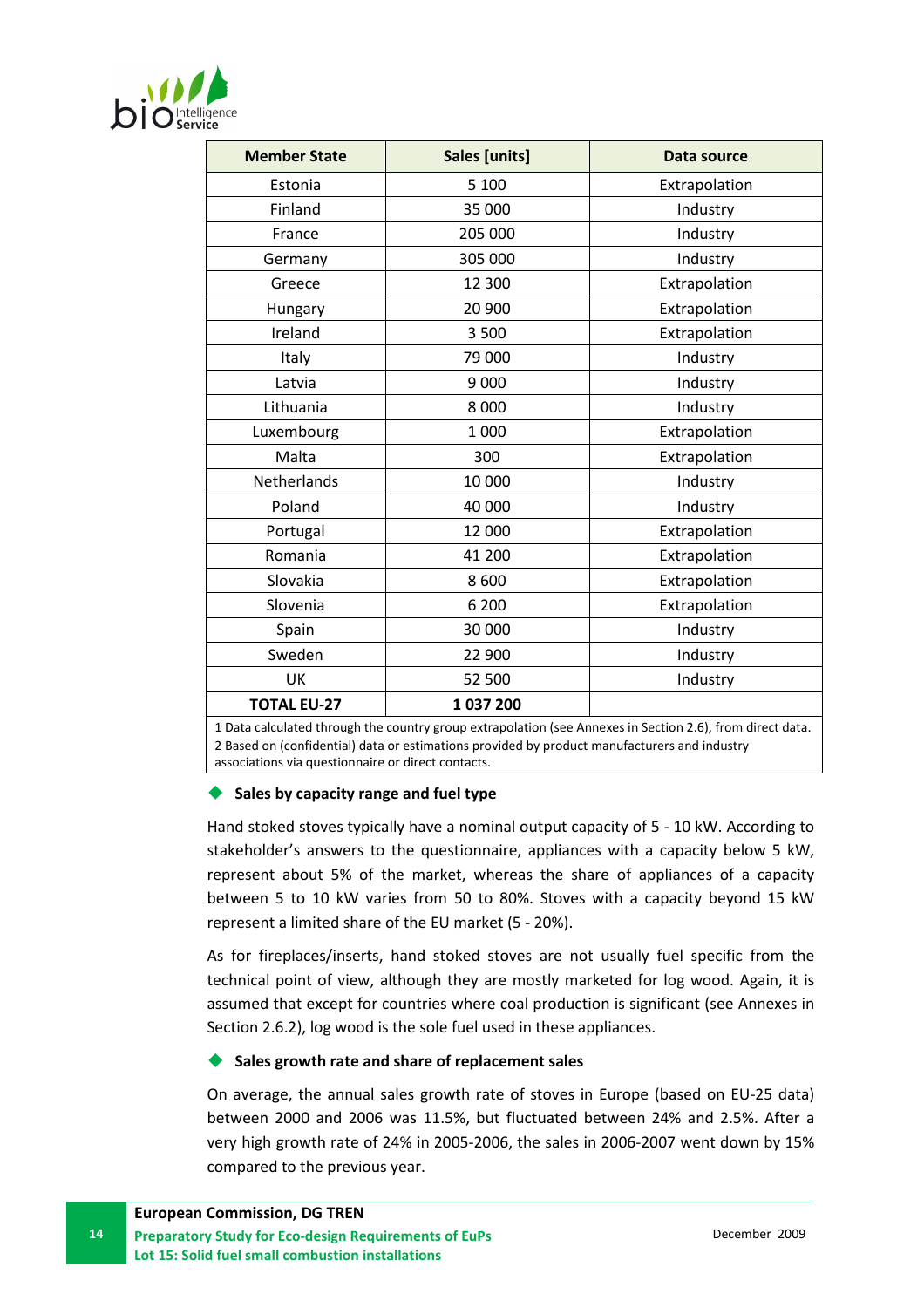| Member State | Sales [units] | Data source |
|---|---|---|
| Estonia | 5 100 | Extrapolation |
| Finland | 35 000 | Industry |
| France | 205 000 | Industry |
| Germany | 305 000 | Industry |
| Greece | 12 300 | Extrapolation |
| Hungary | 20 900 | Extrapolation |
| Ireland | 3 500 | Extrapolation |
| Italy | 79 000 | Industry |
| Latvia | 9 000 | Industry |
| Lithuania | 8 000 | Industry |
| Luxembourg | 1 000 | Extrapolation |
| Malta | 300 | Extrapolation |
| Netherlands | 10 000 | Industry |
| Poland | 40 000 | Industry |
| Portugal | 12 000 | Extrapolation |
| Romania | 41 200 | Extrapolation |
| Slovakia | 8 600 | Extrapolation |
| Slovenia | 6 200 | Extrapolation |
| Spain | 30 000 | Industry |
| Sweden | 22 900 | Industry |
| UK | 52 500 | Industry |
| **TOTAL EU-27** | **1 037 200** | |

1 Data calculated through the country group extrapolation (see Annexes in Section 2.6), from direct data.
2 Based on (confidential) data or estimations provided by product manufacturers and industry associations via questionnaire or direct contacts.

- **Sales by capacity range and fuel type**

Hand stoked stoves typically have a nominal output capacity of 5 - 10 kW. According to stakeholder's answers to the questionnaire, appliances with a capacity below 5 kW, represent about 5% of the market, whereas the share of appliances of a capacity between 5 to 10 kW varies from 50 to 80%. Stoves with a capacity beyond 15 kW represent a limited share of the EU market (5 - 20%).

As for fireplaces/inserts, hand stoked stoves are not usually fuel specific from the technical point of view, although they are mostly marketed for log wood. Again, it is assumed that except for countries where coal production is significant (see Annexes in Section 2.6.2), log wood is the sole fuel used in these appliances.

- **Sales growth rate and share of replacement sales**

On average, the annual sales growth rate of stoves in Europe (based on EU-25 data) between 2000 and 2006 was 11.5%, but fluctuated between 24% and 2.5%. After a very high growth rate of 24% in 2005-2006, the sales in 2006-2007 went down by 15% compared to the previous year.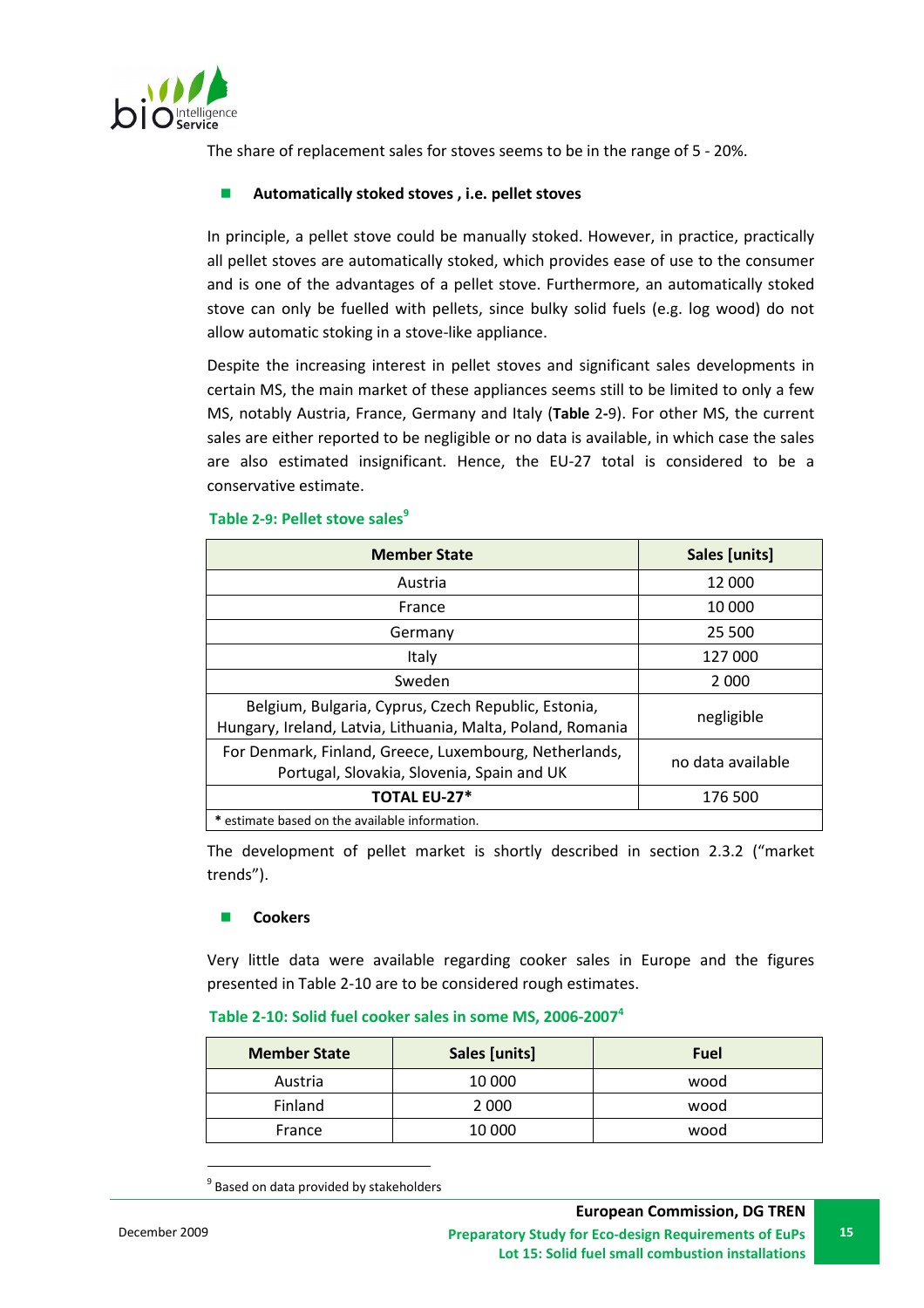The share of replacement sales for stoves seems to be in the range of 5 - 20%.

- **Automatically stoked stoves , i.e. pellet stoves**

In principle, a pellet stove could be manually stoked. However, in practice, practically all pellet stoves are automatically stoked, which provides ease of use to the consumer and is one of the advantages of a pellet stove. Furthermore, an automatically stoked stove can only be fuelled with pellets, since bulky solid fuels (e.g. log wood) do not allow automatic stoking in a stove-like appliance.

Despite the increasing interest in pellet stoves and significant sales developments in certain MS, the main market of these appliances seems still to be limited to only a few MS, notably Austria, France, Germany and Italy (**Table** 2-9). For other MS, the current sales are either reported to be negligible or no data is available, in which case the sales are also estimated insignificant. Hence, the EU-27 total is considered to be a conservative estimate.

**Table 2-9: Pellet stove sales**[9]

| Member State | Sales [units] |
|---|---|
| Austria | 12 000 |
| France | 10 000 |
| Germany | 25 500 |
| Italy | 127 000 |
| Sweden | 2 000 |
| Belgium, Bulgaria, Cyprus, Czech Republic, Estonia, Hungary, Ireland, Latvia, Lithuania, Malta, Poland, Romania | negligible |
| For Denmark, Finland, Greece, Luxembourg, Netherlands, Portugal, Slovakia, Slovenia, Spain and UK | no data available |
| **TOTAL EU-27*** | 176 500 |

**\*** estimate based on the available information.

The development of pellet market is shortly described in section 2.3.2 ("market trends").

- **Cookers**

Very little data were available regarding cooker sales in Europe and the figures presented in Table 2-10 are to be considered rough estimates.

**Table 2-10: Solid fuel cooker sales in some MS, 2006-2007**[4]

| Member State | Sales [units] | Fuel |
|---|---|---|
| Austria | 10 000 | wood |
| Finland | 2 000 | wood |
| France | 10 000 | wood |

[9] Based on data provided by stakeholders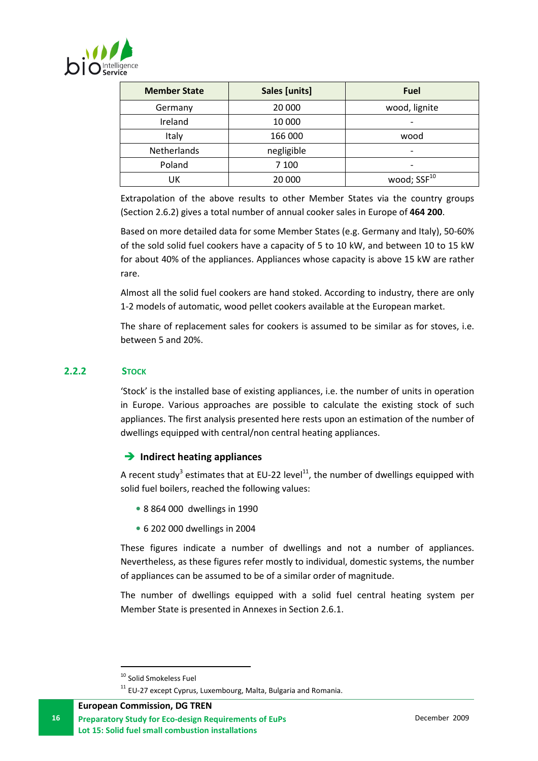| Member State | Sales [units] | Fuel |
|---|---|---|
| Germany | 20 000 | wood, lignite |
| Ireland | 10 000 | - |
| Italy | 166 000 | wood |
| Netherlands | negligible | - |
| Poland | 7 100 | - |
| UK | 20 000 | wood; SSF[10] |

Extrapolation of the above results to other Member States via the country groups (Section 2.6.2) gives a total number of annual cooker sales in Europe of **464 200**.

Based on more detailed data for some Member States (e.g. Germany and Italy), 50-60% of the sold solid fuel cookers have a capacity of 5 to 10 kW, and between 10 to 15 kW for about 40% of the appliances. Appliances whose capacity is above 15 kW are rather rare.

Almost all the solid fuel cookers are hand stoked. According to industry, there are only 1-2 models of automatic, wood pellet cookers available at the European market.

The share of replacement sales for cookers is assumed to be similar as for stoves, i.e. between 5 and 20%.

### 2.2.2 Stock

'Stock' is the installed base of existing appliances, i.e. the number of units in operation in Europe. Various approaches are possible to calculate the existing stock of such appliances. The first analysis presented here rests upon an estimation of the number of dwellings equipped with central/non central heating appliances.

**➔ Indirect heating appliances**

A recent study[3] estimates that at EU-22 level[11], the number of dwellings equipped with solid fuel boilers, reached the following values:

- 8 864 000 dwellings in 1990
- 6 202 000 dwellings in 2004

These figures indicate a number of dwellings and not a number of appliances. Nevertheless, as these figures refer mostly to individual, domestic systems, the number of appliances can be assumed to be of a similar order of magnitude.

The number of dwellings equipped with a solid fuel central heating system per Member State is presented in Annexes in Section 2.6.1.

---

[10] Solid Smokeless Fuel

[11] EU-27 except Cyprus, Luxembourg, Malta, Bulgaria and Romania.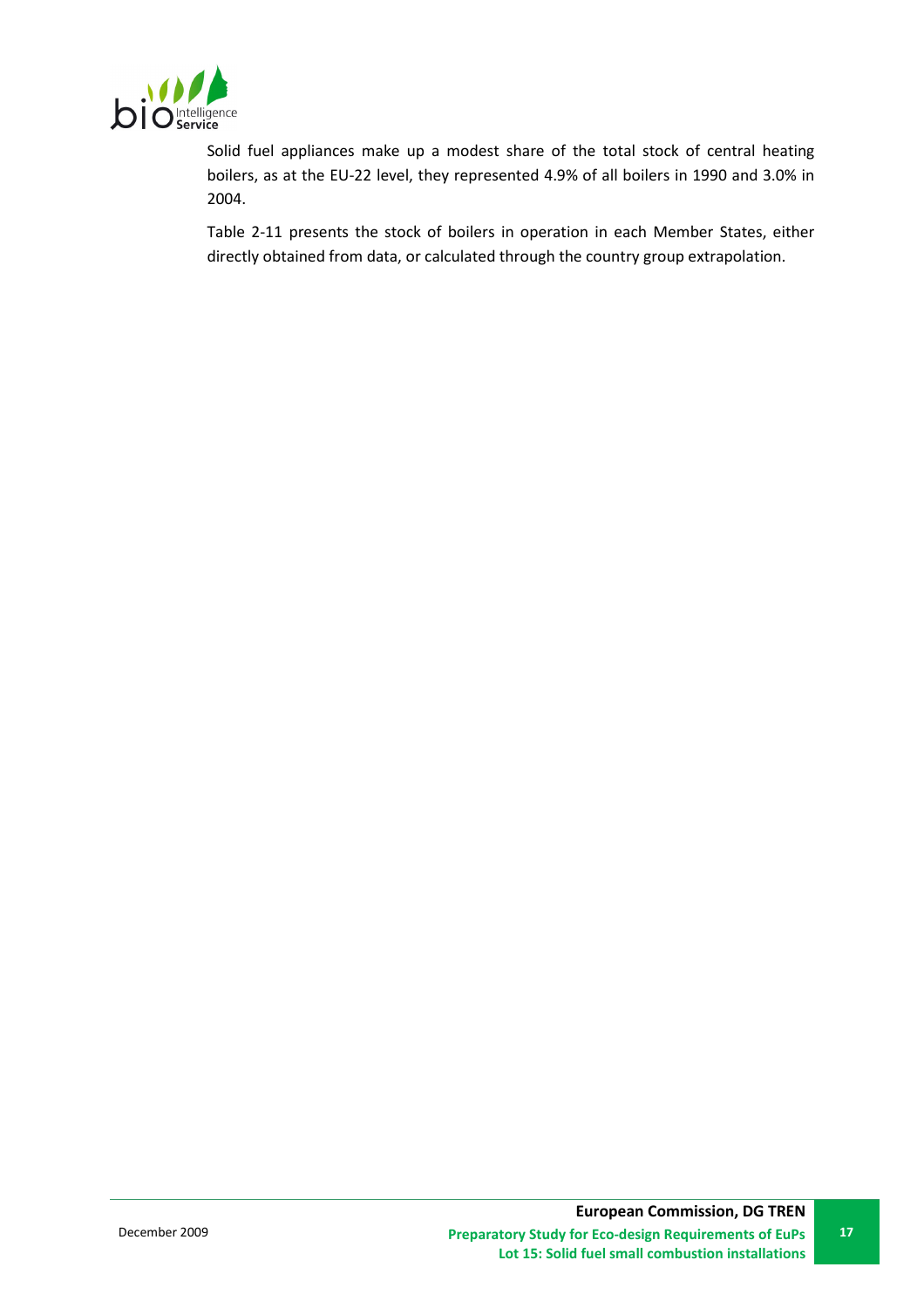Solid fuel appliances make up a modest share of the total stock of central heating boilers, as at the EU-22 level, they represented 4.9% of all boilers in 1990 and 3.0% in 2004.

Table 2-11 presents the stock of boilers in operation in each Member States, either directly obtained from data, or calculated through the country group extrapolation.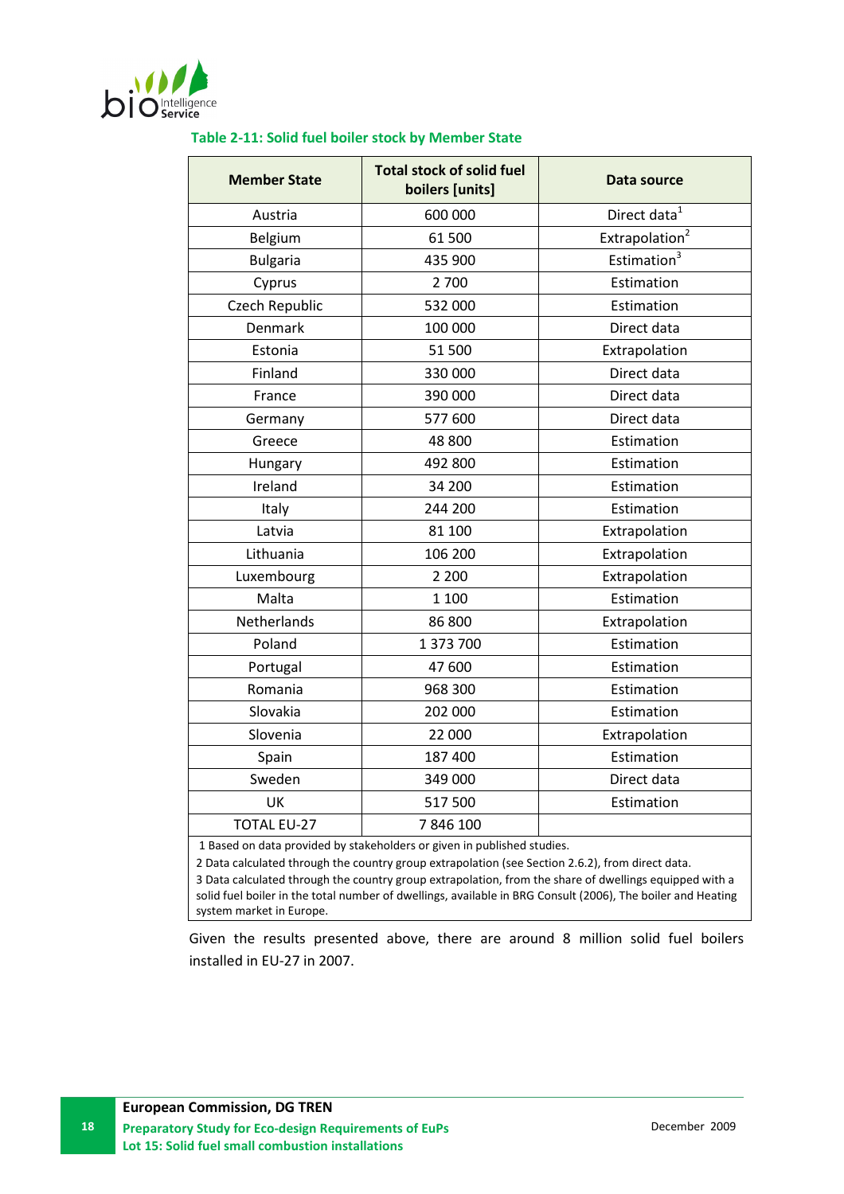**Table 2-11: Solid fuel boiler stock by Member State**

| Member State | Total stock of solid fuel boilers [units] | Data source |
|---|---|---|
| Austria | 600 000 | Direct data[1] |
| Belgium | 61 500 | Extrapolation[2] |
| Bulgaria | 435 900 | Estimation[3] |
| Cyprus | 2 700 | Estimation |
| Czech Republic | 532 000 | Estimation |
| Denmark | 100 000 | Direct data |
| Estonia | 51 500 | Extrapolation |
| Finland | 330 000 | Direct data |
| France | 390 000 | Direct data |
| Germany | 577 600 | Direct data |
| Greece | 48 800 | Estimation |
| Hungary | 492 800 | Estimation |
| Ireland | 34 200 | Estimation |
| Italy | 244 200 | Estimation |
| Latvia | 81 100 | Extrapolation |
| Lithuania | 106 200 | Extrapolation |
| Luxembourg | 2 200 | Extrapolation |
| Malta | 1 100 | Estimation |
| Netherlands | 86 800 | Extrapolation |
| Poland | 1 373 700 | Estimation |
| Portugal | 47 600 | Estimation |
| Romania | 968 300 | Estimation |
| Slovakia | 202 000 | Estimation |
| Slovenia | 22 000 | Extrapolation |
| Spain | 187 400 | Estimation |
| Sweden | 349 000 | Direct data |
| UK | 517 500 | Estimation |
| TOTAL EU-27 | 7 846 100 | |

1 Based on data provided by stakeholders or given in published studies.
2 Data calculated through the country group extrapolation (see Section 2.6.2), from direct data.
3 Data calculated through the country group extrapolation, from the share of dwellings equipped with a solid fuel boiler in the total number of dwellings, available in BRG Consult (2006), The boiler and Heating system market in Europe.

Given the results presented above, there are around 8 million solid fuel boilers installed in EU-27 in 2007.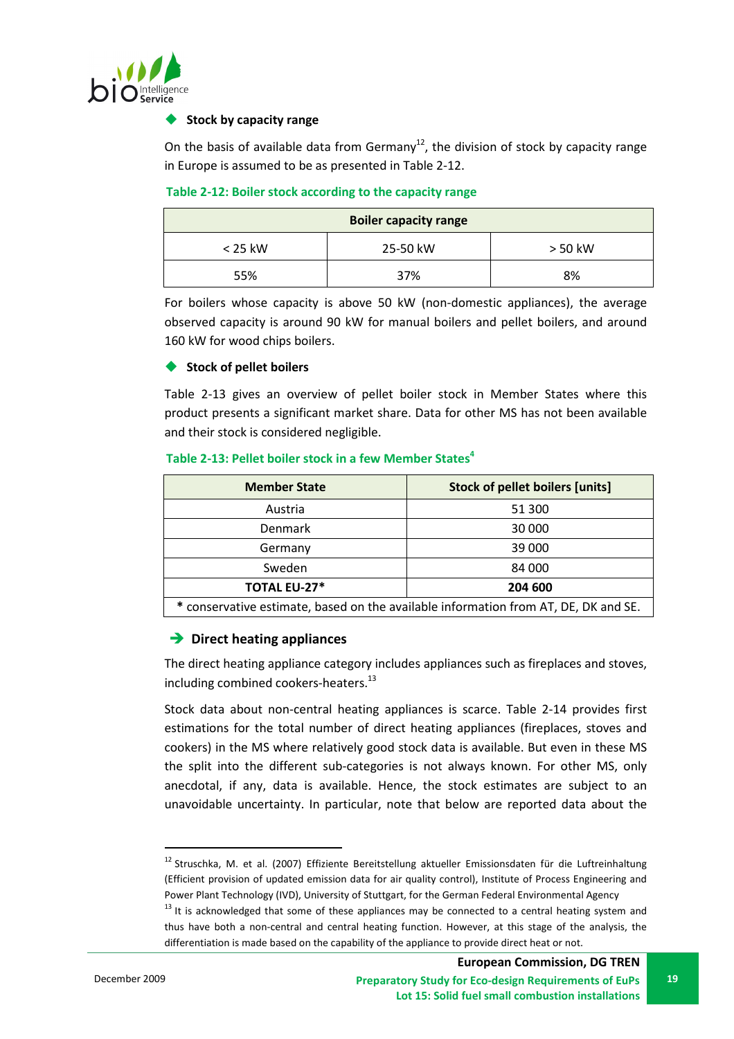- **Stock by capacity range**

On the basis of available data from Germany[12], the division of stock by capacity range in Europe is assumed to be as presented in Table 2-12.

**Table 2-12: Boiler stock according to the capacity range**

| Boiler capacity range | | |
|---|---|---|
| < 25 kW | 25-50 kW | > 50 kW |
| 55% | 37% | 8% |

For boilers whose capacity is above 50 kW (non-domestic appliances), the average observed capacity is around 90 kW for manual boilers and pellet boilers, and around 160 kW for wood chips boilers.

- **Stock of pellet boilers**

Table 2-13 gives an overview of pellet boiler stock in Member States where this product presents a significant market share. Data for other MS has not been available and their stock is considered negligible.

**Table 2-13: Pellet boiler stock in a few Member States[4]**

| Member State | Stock of pellet boilers [units] |
|---|---|
| Austria | 51 300 |
| Denmark | 30 000 |
| Germany | 39 000 |
| Sweden | 84 000 |
| **TOTAL EU-27*** | **204 600** |
| * conservative estimate, based on the available information from AT, DE, DK and SE. | |

### Direct heating appliances

The direct heating appliance category includes appliances such as fireplaces and stoves, including combined cookers-heaters.[13]

Stock data about non-central heating appliances is scarce. Table 2-14 provides first estimations for the total number of direct heating appliances (fireplaces, stoves and cookers) in the MS where relatively good stock data is available. But even in these MS the split into the different sub-categories is not always known. For other MS, only anecdotal, if any, data is available. Hence, the stock estimates are subject to an unavoidable uncertainty. In particular, note that below are reported data about the

---

[12] Struschka, M. et al. (2007) Effiziente Bereitstellung aktueller Emissionsdaten für die Luftreinhaltung (Efficient provision of updated emission data for air quality control), Institute of Process Engineering and Power Plant Technology (IVD), University of Stuttgart, for the German Federal Environmental Agency

[13] It is acknowledged that some of these appliances may be connected to a central heating system and thus have both a non-central and central heating function. However, at this stage of the analysis, the differentiation is made based on the capability of the appliance to provide direct heat or not.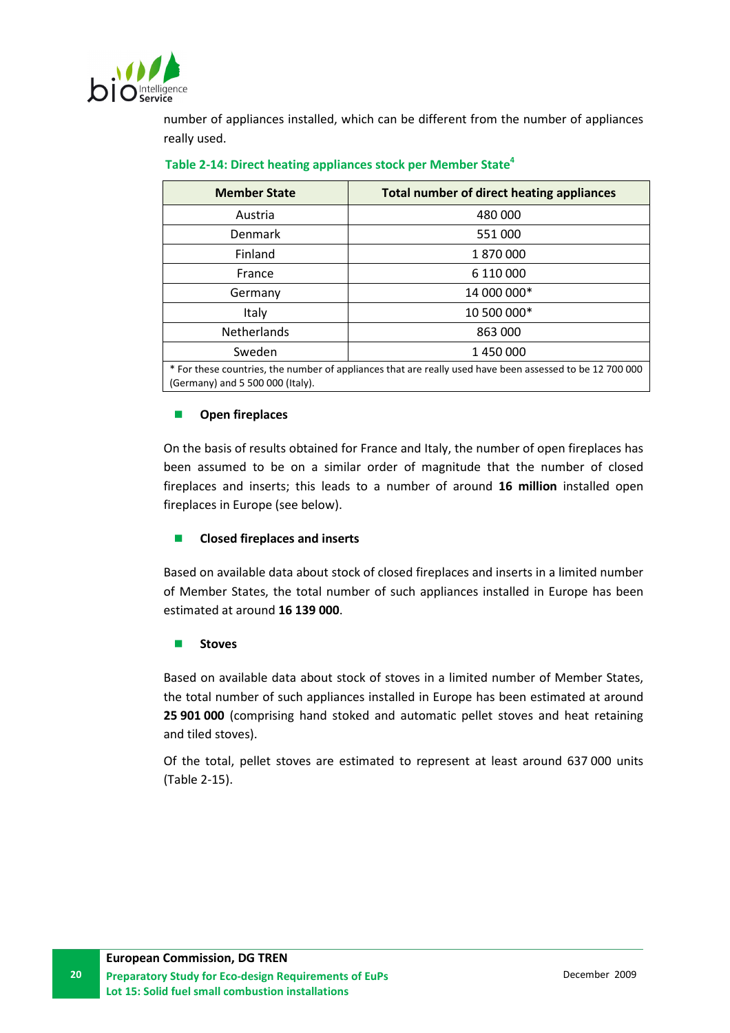number of appliances installed, which can be different from the number of appliances really used.

**Table 2-14: Direct heating appliances stock per Member State[4]**

| Member State | Total number of direct heating appliances |
|---|---|
| Austria | 480 000 |
| Denmark | 551 000 |
| Finland | 1 870 000 |
| France | 6 110 000 |
| Germany | 14 000 000* |
| Italy | 10 500 000* |
| Netherlands | 863 000 |
| Sweden | 1 450 000 |

\* For these countries, the number of appliances that are really used have been assessed to be 12 700 000 (Germany) and 5 500 000 (Italy).

- **Open fireplaces**

On the basis of results obtained for France and Italy, the number of open fireplaces has been assumed to be on a similar order of magnitude that the number of closed fireplaces and inserts; this leads to a number of around **16 million** installed open fireplaces in Europe (see below).

- **Closed fireplaces and inserts**

Based on available data about stock of closed fireplaces and inserts in a limited number of Member States, the total number of such appliances installed in Europe has been estimated at around **16 139 000**.

- **Stoves**

Based on available data about stock of stoves in a limited number of Member States, the total number of such appliances installed in Europe has been estimated at around **25 901 000** (comprising hand stoked and automatic pellet stoves and heat retaining and tiled stoves).

Of the total, pellet stoves are estimated to represent at least around 637 000 units (Table 2-15).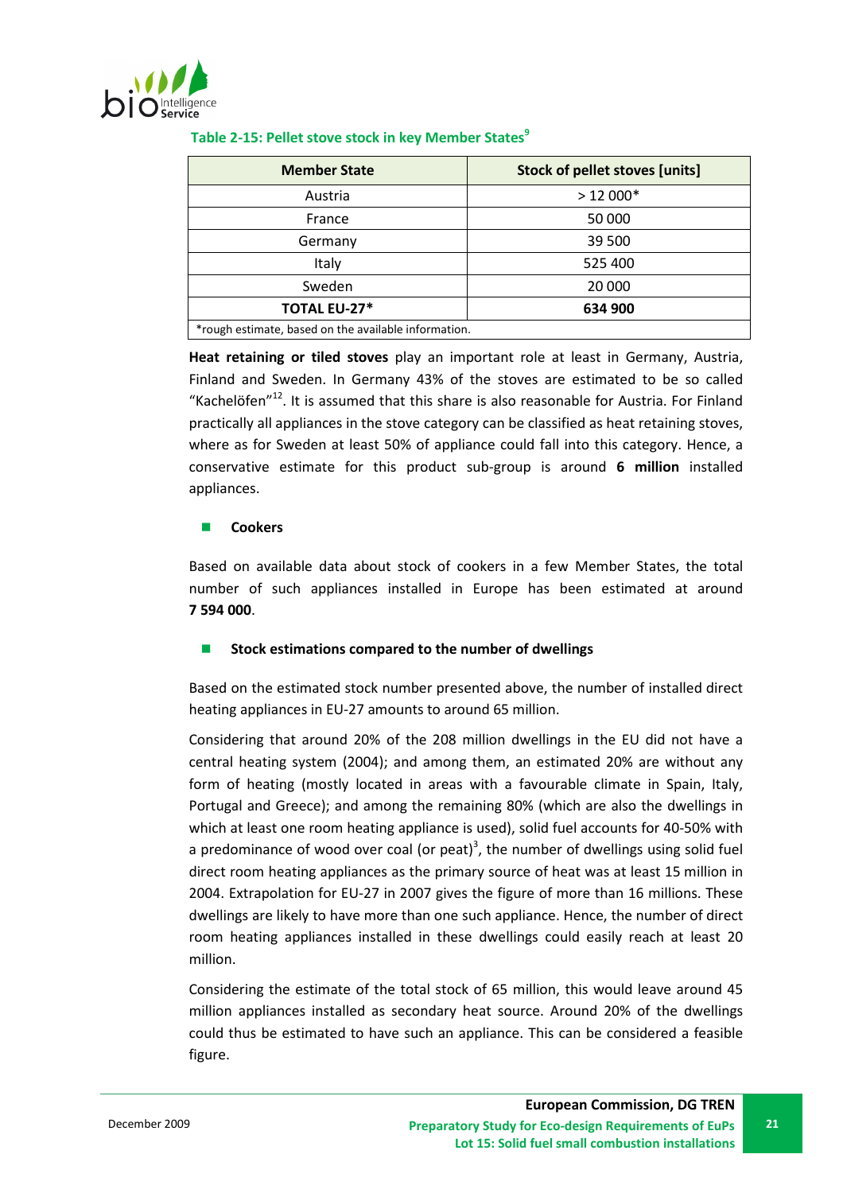**Table 2-15: Pellet stove stock in key Member States[9]**

| Member State | Stock of pellet stoves [units] |
|---|---|
| Austria | > 12 000* |
| France | 50 000 |
| Germany | 39 500 |
| Italy | 525 400 |
| Sweden | 20 000 |
| **TOTAL EU-27*** | **634 900** |

*rough estimate, based on the available information.

**Heat retaining or tiled stoves** play an important role at least in Germany, Austria, Finland and Sweden. In Germany 43% of the stoves are estimated to be so called "Kachelöfen"[12]. It is assumed that this share is also reasonable for Austria. For Finland practically all appliances in the stove category can be classified as heat retaining stoves, where as for Sweden at least 50% of appliance could fall into this category. Hence, a conservative estimate for this product sub-group is around **6 million** installed appliances.

- **Cookers**

Based on available data about stock of cookers in a few Member States, the total number of such appliances installed in Europe has been estimated at around **7 594 000**.

- **Stock estimations compared to the number of dwellings**

Based on the estimated stock number presented above, the number of installed direct heating appliances in EU-27 amounts to around 65 million.

Considering that around 20% of the 208 million dwellings in the EU did not have a central heating system (2004); and among them, an estimated 20% are without any form of heating (mostly located in areas with a favourable climate in Spain, Italy, Portugal and Greece); and among the remaining 80% (which are also the dwellings in which at least one room heating appliance is used), solid fuel accounts for 40-50% with a predominance of wood over coal (or peat)[3], the number of dwellings using solid fuel direct room heating appliances as the primary source of heat was at least 15 million in 2004. Extrapolation for EU-27 in 2007 gives the figure of more than 16 millions. These dwellings are likely to have more than one such appliance. Hence, the number of direct room heating appliances installed in these dwellings could easily reach at least 20 million.

Considering the estimate of the total stock of 65 million, this would leave around 45 million appliances installed as secondary heat source. Around 20% of the dwellings could thus be estimated to have such an appliance. This can be considered a feasible figure.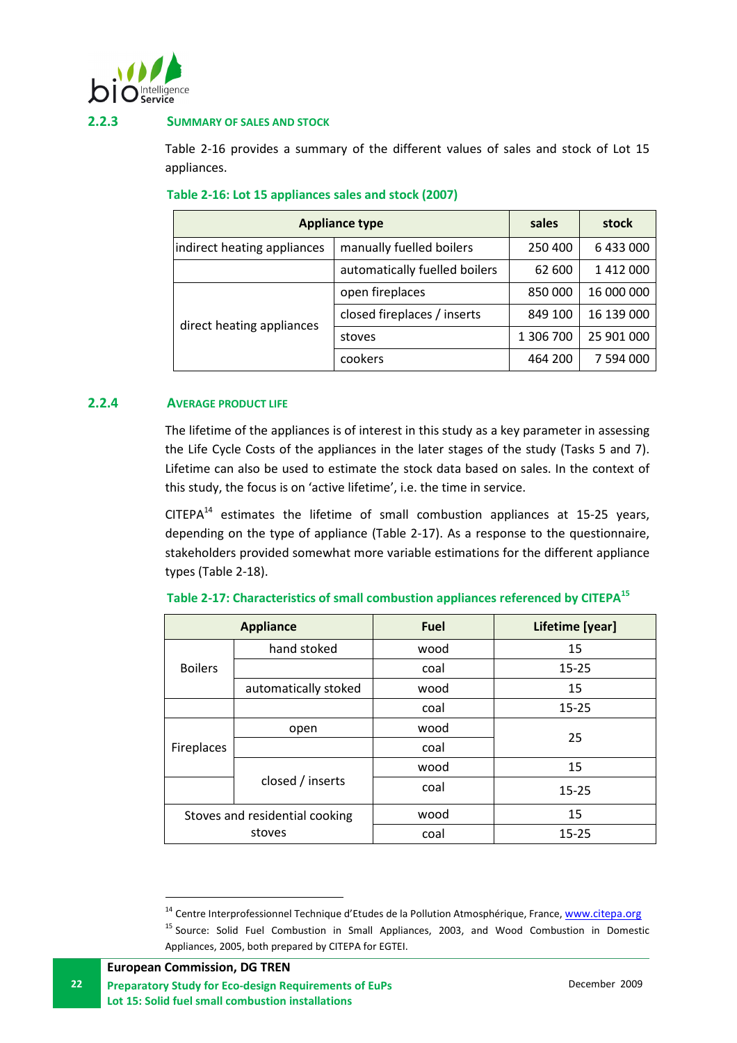### 2.2.3 Summary of sales and stock

Table 2-16 provides a summary of the different values of sales and stock of Lot 15 appliances.

**Table 2-16: Lot 15 appliances sales and stock (2007)**

| Appliance type | | sales | stock |
|---|---|---|---|
| indirect heating appliances | manually fuelled boilers | 250 400 | 6 433 000 |
| | automatically fuelled boilers | 62 600 | 1 412 000 |
| direct heating appliances | open fireplaces | 850 000 | 16 000 000 |
| | closed fireplaces / inserts | 849 100 | 16 139 000 |
| | stoves | 1 306 700 | 25 901 000 |
| | cookers | 464 200 | 7 594 000 |

### 2.2.4 Average product life

The lifetime of the appliances is of interest in this study as a key parameter in assessing the Life Cycle Costs of the appliances in the later stages of the study (Tasks 5 and 7). Lifetime can also be used to estimate the stock data based on sales. In the context of this study, the focus is on 'active lifetime', i.e. the time in service.

CITEPA[14] estimates the lifetime of small combustion appliances at 15-25 years, depending on the type of appliance (Table 2-17). As a response to the questionnaire, stakeholders provided somewhat more variable estimations for the different appliance types (Table 2-18).

**Table 2-17: Characteristics of small combustion appliances referenced by CITEPA[15]**

| Appliance | | Fuel | Lifetime [year] |
|---|---|---|---|
| Boilers | hand stoked | wood | 15 |
| | | coal | 15-25 |
| | automatically stoked | wood | 15 |
| | | coal | 15-25 |
| Fireplaces | open | wood | 25 |
| | | coal | |
| | closed / inserts | wood | 15 |
| | | coal | 15-25 |
| Stoves and residential cooking stoves | | wood | 15 |
| | | coal | 15-25 |

[14] Centre Interprofessionnel Technique d'Etudes de la Pollution Atmosphérique, France, www.citepa.org

[15] Source: Solid Fuel Combustion in Small Appliances, 2003, and Wood Combustion in Domestic Appliances, 2005, both prepared by CITEPA for EGTEI.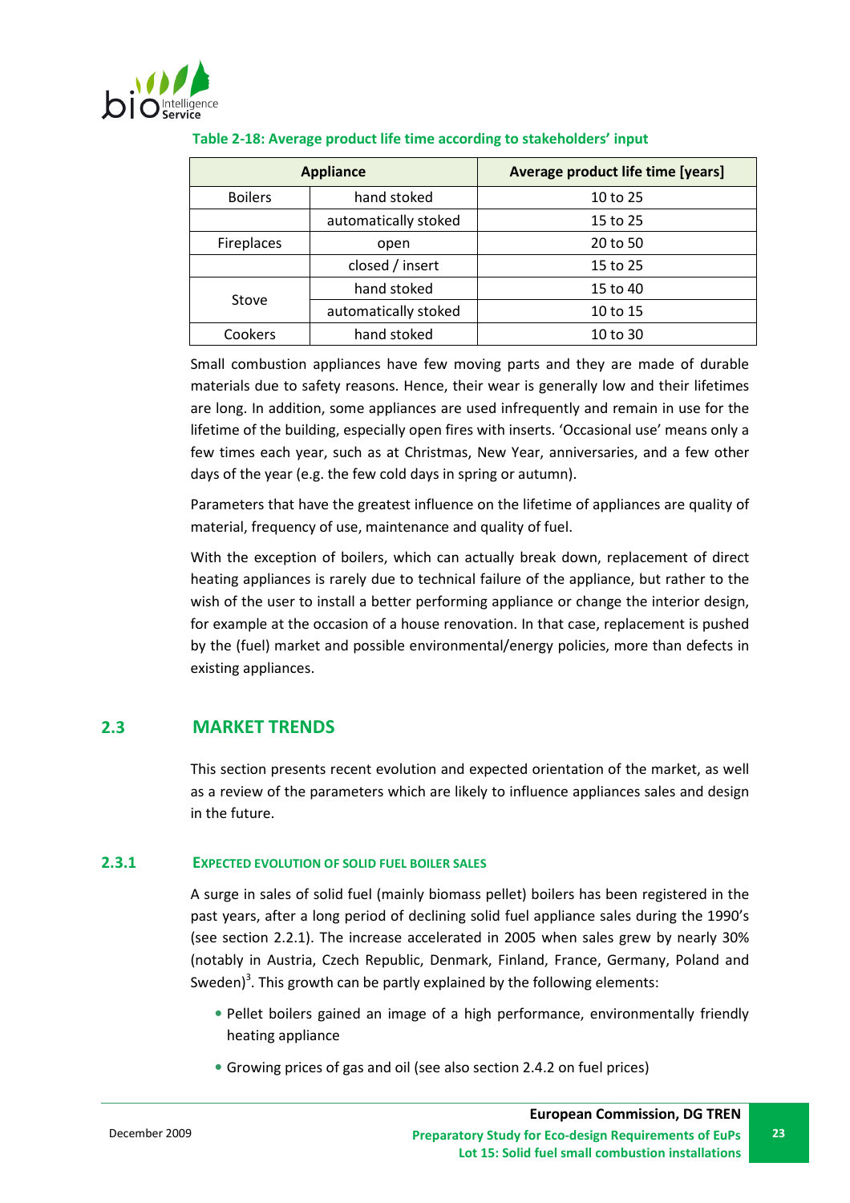**Table 2-18: Average product life time according to stakeholders' input**

| Appliance | | Average product life time [years] |
|---|---|---|
| Boilers | hand stoked | 10 to 25 |
| | automatically stoked | 15 to 25 |
| Fireplaces | open | 20 to 50 |
| | closed / insert | 15 to 25 |
| Stove | hand stoked | 15 to 40 |
| | automatically stoked | 10 to 15 |
| Cookers | hand stoked | 10 to 30 |

Small combustion appliances have few moving parts and they are made of durable materials due to safety reasons. Hence, their wear is generally low and their lifetimes are long. In addition, some appliances are used infrequently and remain in use for the lifetime of the building, especially open fires with inserts. 'Occasional use' means only a few times each year, such as at Christmas, New Year, anniversaries, and a few other days of the year (e.g. the few cold days in spring or autumn).

Parameters that have the greatest influence on the lifetime of appliances are quality of material, frequency of use, maintenance and quality of fuel.

With the exception of boilers, which can actually break down, replacement of direct heating appliances is rarely due to technical failure of the appliance, but rather to the wish of the user to install a better performing appliance or change the interior design, for example at the occasion of a house renovation. In that case, replacement is pushed by the (fuel) market and possible environmental/energy policies, more than defects in existing appliances.

## 2.3 MARKET TRENDS

This section presents recent evolution and expected orientation of the market, as well as a review of the parameters which are likely to influence appliances sales and design in the future.

### 2.3.1 EXPECTED EVOLUTION OF SOLID FUEL BOILER SALES

A surge in sales of solid fuel (mainly biomass pellet) boilers has been registered in the past years, after a long period of declining solid fuel appliance sales during the 1990's (see section 2.2.1). The increase accelerated in 2005 when sales grew by nearly 30% (notably in Austria, Czech Republic, Denmark, Finland, France, Germany, Poland and Sweden)[3]. This growth can be partly explained by the following elements:

- Pellet boilers gained an image of a high performance, environmentally friendly heating appliance
- Growing prices of gas and oil (see also section 2.4.2 on fuel prices)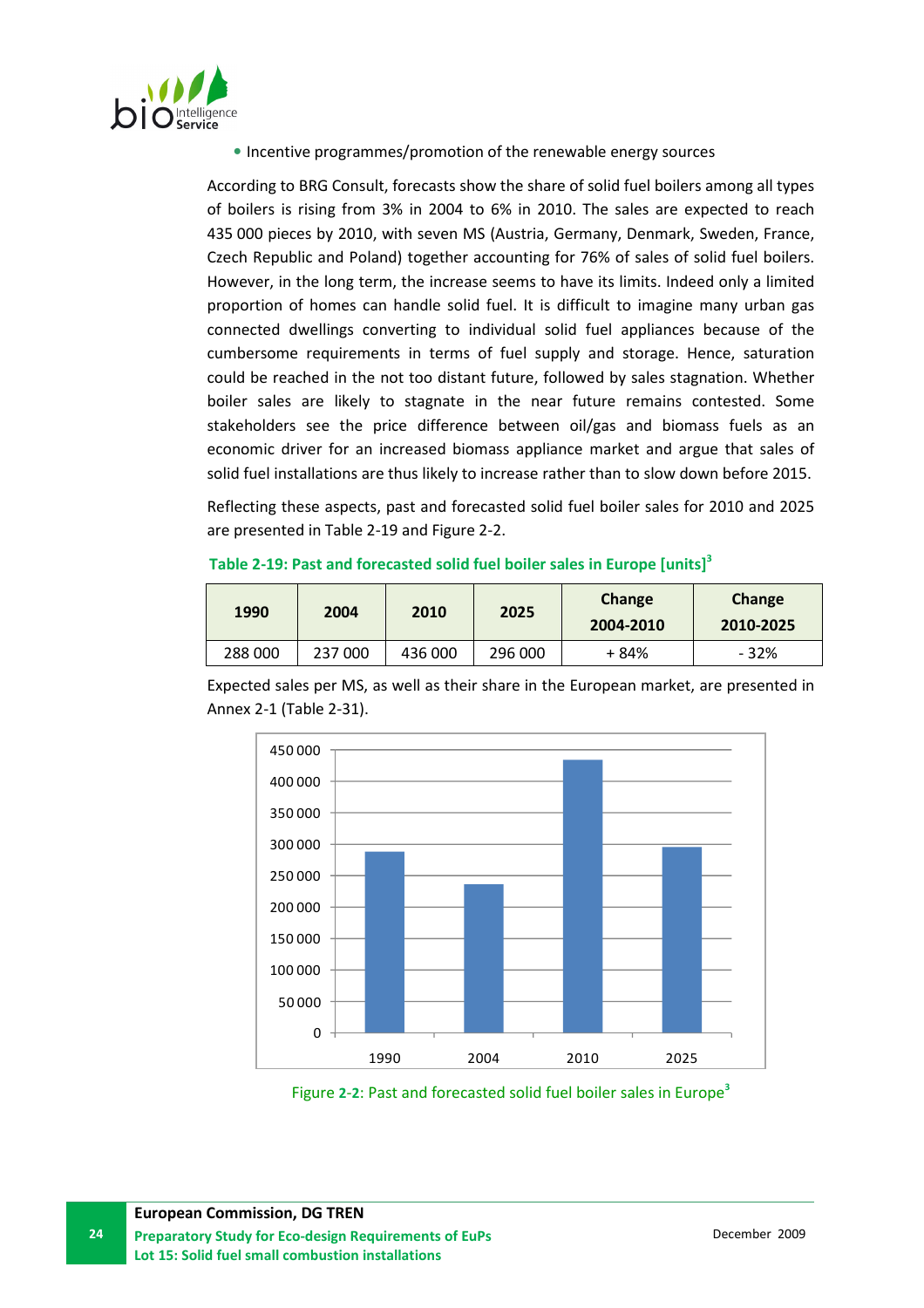- Incentive programmes/promotion of the renewable energy sources

According to BRG Consult, forecasts show the share of solid fuel boilers among all types of boilers is rising from 3% in 2004 to 6% in 2010. The sales are expected to reach 435 000 pieces by 2010, with seven MS (Austria, Germany, Denmark, Sweden, France, Czech Republic and Poland) together accounting for 76% of sales of solid fuel boilers. However, in the long term, the increase seems to have its limits. Indeed only a limited proportion of homes can handle solid fuel. It is difficult to imagine many urban gas connected dwellings converting to individual solid fuel appliances because of the cumbersome requirements in terms of fuel supply and storage. Hence, saturation could be reached in the not too distant future, followed by sales stagnation. Whether boiler sales are likely to stagnate in the near future remains contested. Some stakeholders see the price difference between oil/gas and biomass fuels as an economic driver for an increased biomass appliance market and argue that sales of solid fuel installations are thus likely to increase rather than to slow down before 2015.

Reflecting these aspects, past and forecasted solid fuel boiler sales for 2010 and 2025 are presented in Table 2-19 and Figure 2-2.

**Table 2-19: Past and forecasted solid fuel boiler sales in Europe [units][3]**

| 1990 | 2004 | 2010 | 2025 | Change 2004-2010 | Change 2010-2025 |
|---|---|---|---|---|---|
| 288 000 | 237 000 | 436 000 | 296 000 | + 84% | - 32% |

Expected sales per MS, as well as their share in the European market, are presented in Annex 2-1 (Table 2-31).

| Year | Sales [units] |
|---|---|
| 1990 | 288 000 |
| 2004 | 237 000 |
| 2010 | 436 000 |
| 2025 | 296 000 |

Figure 2-2: Past and forecasted solid fuel boiler sales in Europe[3]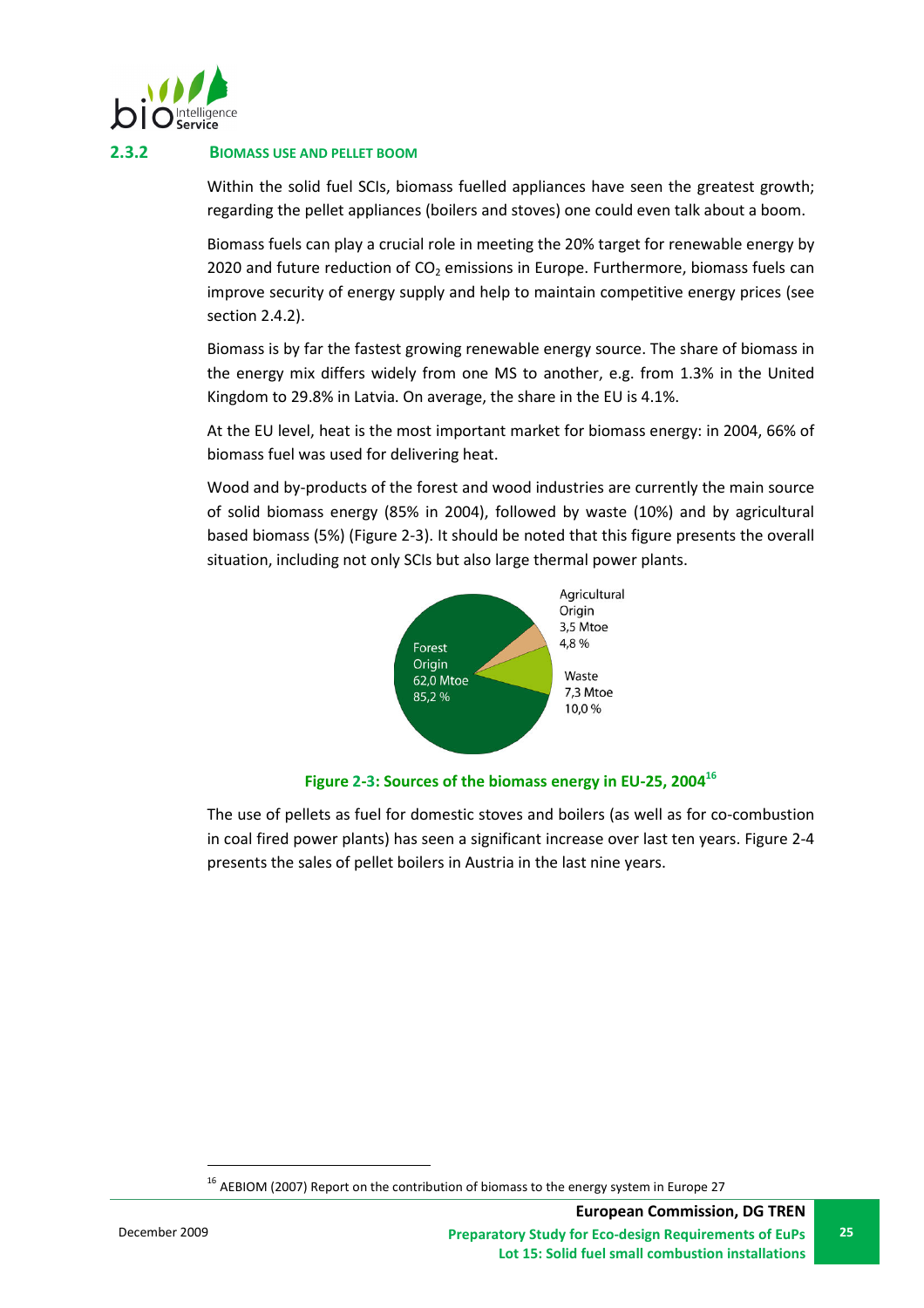### 2.3.2 BIOMASS USE AND PELLET BOOM

Within the solid fuel SCIs, biomass fuelled appliances have seen the greatest growth; regarding the pellet appliances (boilers and stoves) one could even talk about a boom.

Biomass fuels can play a crucial role in meeting the 20% target for renewable energy by 2020 and future reduction of $CO_2$ emissions in Europe. Furthermore, biomass fuels can improve security of energy supply and help to maintain competitive energy prices (see section 2.4.2).

Biomass is by far the fastest growing renewable energy source. The share of biomass in the energy mix differs widely from one MS to another, e.g. from 1.3% in the United Kingdom to 29.8% in Latvia. On average, the share in the EU is 4.1%.

At the EU level, heat is the most important market for biomass energy: in 2004, 66% of biomass fuel was used for delivering heat.

Wood and by-products of the forest and wood industries are currently the main source of solid biomass energy (85% in 2004), followed by waste (10%) and by agricultural based biomass (5%) (Figure 2-3). It should be noted that this figure presents the overall situation, including not only SCIs but also large thermal power plants.

Forest Origin 62,0 Mtoe 85,2 %

Agricultural Origin 3,5 Mtoe 4,8 %

Waste 7,3 Mtoe 10,0 %

**Figure 2-3: Sources of the biomass energy in EU-25, 2004**[16]

The use of pellets as fuel for domestic stoves and boilers (as well as for co-combustion in coal fired power plants) has seen a significant increase over last ten years. Figure 2-4 presents the sales of pellet boilers in Austria in the last nine years.

[16] AEBIOM (2007) Report on the contribution of biomass to the energy system in Europe 27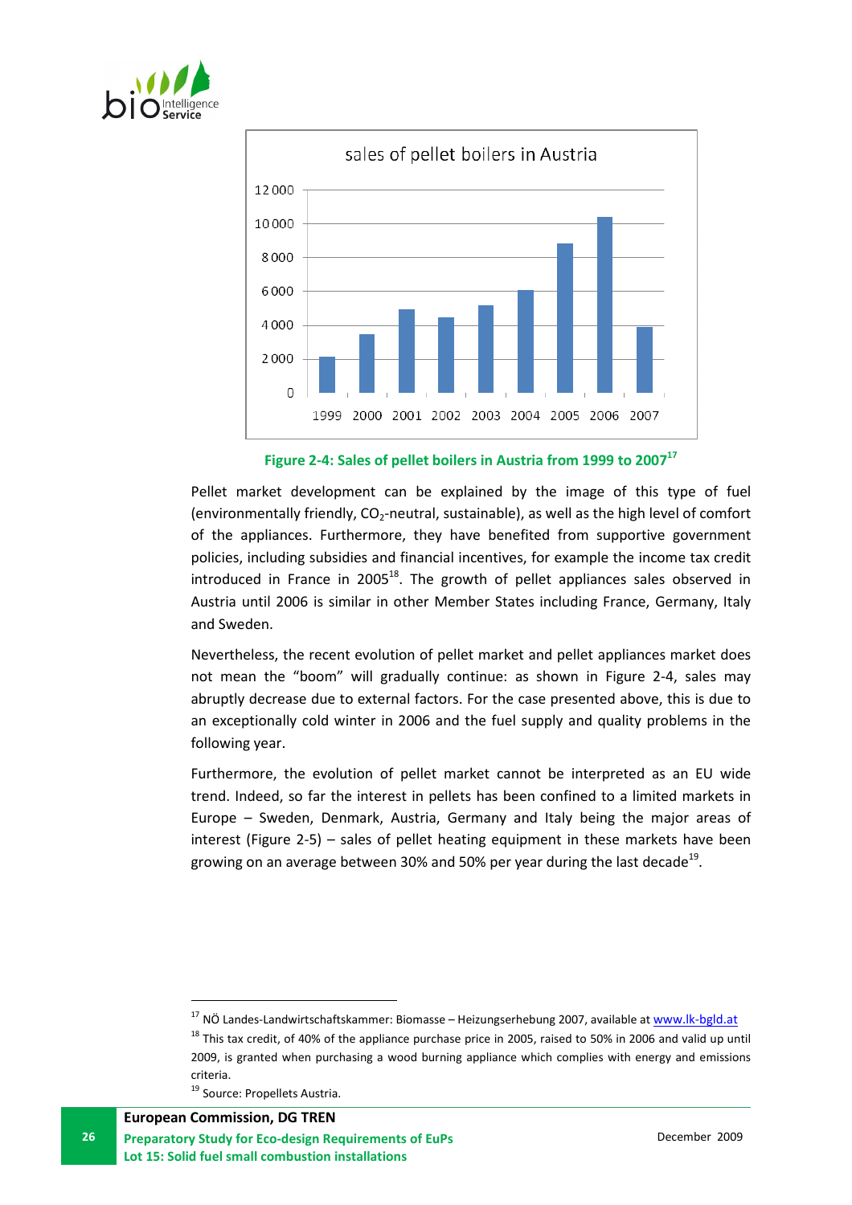sales of pellet boilers in Austria

Figure 2-4: Sales of pellet boilers in Austria from 1999 to 2007[17]

Pellet market development can be explained by the image of this type of fuel (environmentally friendly, $CO_2$-neutral, sustainable), as well as the high level of comfort of the appliances. Furthermore, they have benefited from supportive government policies, including subsidies and financial incentives, for example the income tax credit introduced in France in 2005[18]. The growth of pellet appliances sales observed in Austria until 2006 is similar in other Member States including France, Germany, Italy and Sweden.

Nevertheless, the recent evolution of pellet market and pellet appliances market does not mean the "boom" will gradually continue: as shown in Figure 2-4, sales may abruptly decrease due to external factors. For the case presented above, this is due to an exceptionally cold winter in 2006 and the fuel supply and quality problems in the following year.

Furthermore, the evolution of pellet market cannot be interpreted as an EU wide trend. Indeed, so far the interest in pellets has been confined to a limited markets in Europe – Sweden, Denmark, Austria, Germany and Italy being the major areas of interest (Figure 2-5) – sales of pellet heating equipment in these markets have been growing on an average between 30% and 50% per year during the last decade[19].

---

[17] NÖ Landes-Landwirtschaftskammer: Biomasse – Heizungserhebung 2007, available at www.lk-bgld.at

[18] This tax credit, of 40% of the appliance purchase price in 2005, raised to 50% in 2006 and valid up until 2009, is granted when purchasing a wood burning appliance which complies with energy and emissions criteria.

[19] Source: Propellets Austria.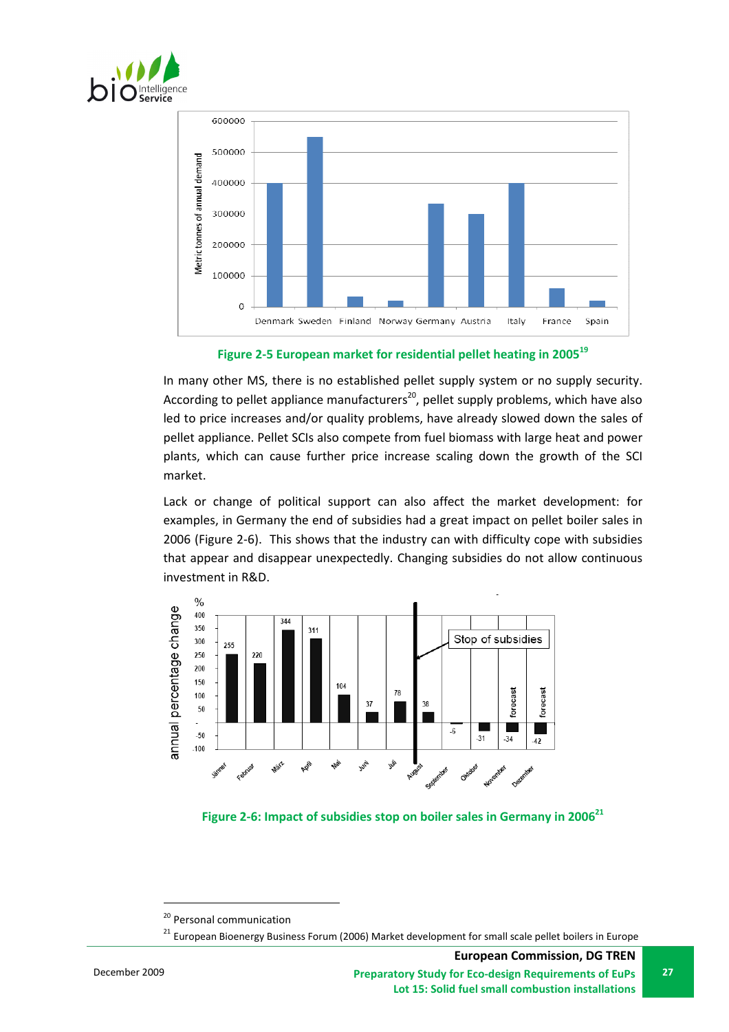Figure 2-5 European market for residential pellet heating in 2005[19]

In many other MS, there is no established pellet supply system or no supply security. According to pellet appliance manufacturers[20], pellet supply problems, which have also led to price increases and/or quality problems, have already slowed down the sales of pellet appliance. Pellet SCIs also compete from fuel biomass with large heat and power plants, which can cause further price increase scaling down the growth of the SCI market.

Lack or change of political support can also affect the market development: for examples, in Germany the end of subsidies had a great impact on pellet boiler sales in 2006 (Figure 2-6). This shows that the industry can with difficulty cope with subsidies that appear and disappear unexpectedly. Changing subsidies do not allow continuous investment in R&D.

Figure 2-6: Impact of subsidies stop on boiler sales in Germany in 2006[21]

[20] Personal communication

[21] European Bioenergy Business Forum (2006) Market development for small scale pellet boilers in Europe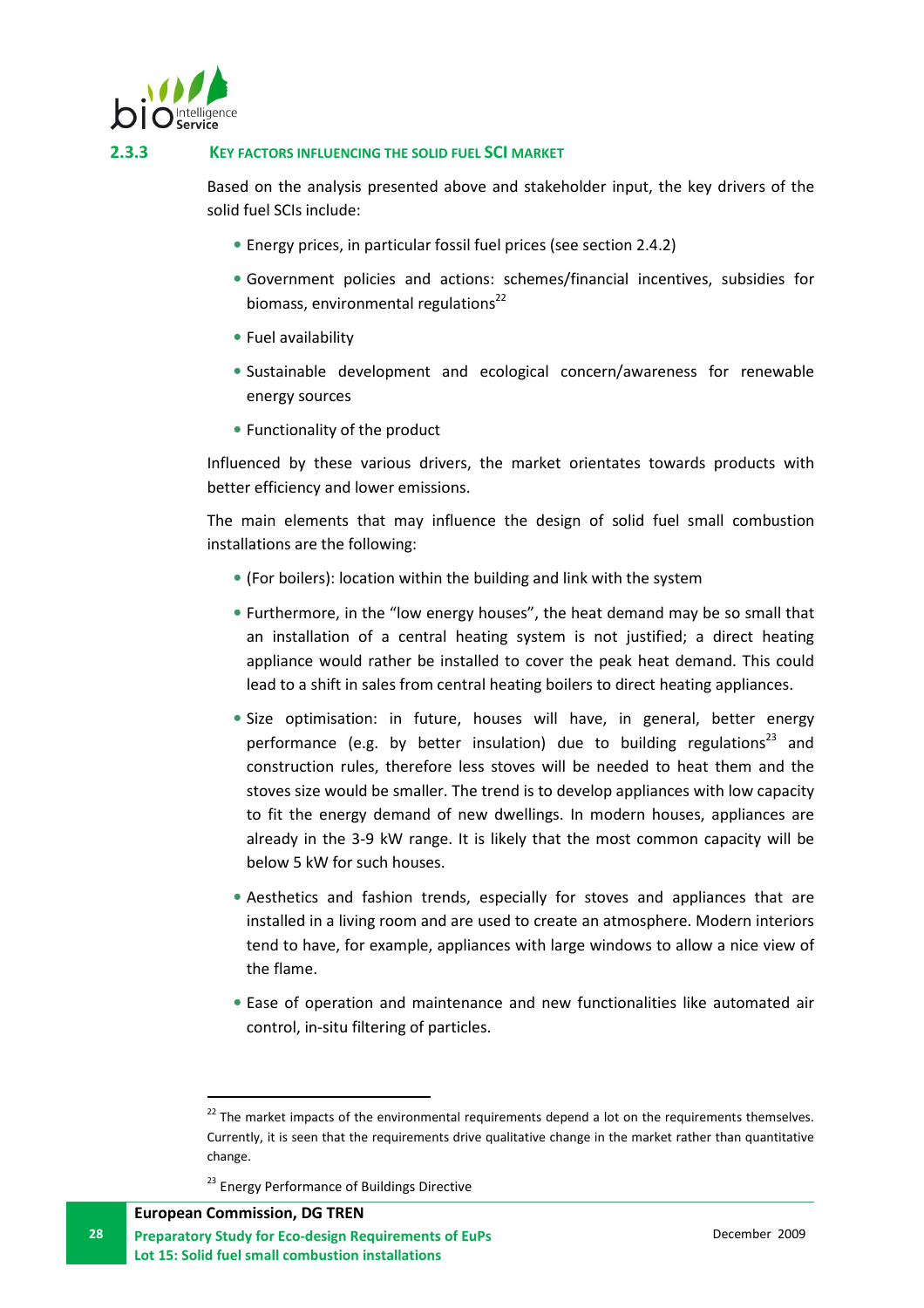### 2.3.3 KEY FACTORS INFLUENCING THE SOLID FUEL SCI MARKET

Based on the analysis presented above and stakeholder input, the key drivers of the solid fuel SCIs include:

- Energy prices, in particular fossil fuel prices (see section 2.4.2)
- Government policies and actions: schemes/financial incentives, subsidies for biomass, environmental regulations[22]
- Fuel availability
- Sustainable development and ecological concern/awareness for renewable energy sources
- Functionality of the product

Influenced by these various drivers, the market orientates towards products with better efficiency and lower emissions.

The main elements that may influence the design of solid fuel small combustion installations are the following:

- (For boilers): location within the building and link with the system
- Furthermore, in the "low energy houses", the heat demand may be so small that an installation of a central heating system is not justified; a direct heating appliance would rather be installed to cover the peak heat demand. This could lead to a shift in sales from central heating boilers to direct heating appliances.
- Size optimisation: in future, houses will have, in general, better energy performance (e.g. by better insulation) due to building regulations[23] and construction rules, therefore less stoves will be needed to heat them and the stoves size would be smaller. The trend is to develop appliances with low capacity to fit the energy demand of new dwellings. In modern houses, appliances are already in the 3-9 kW range. It is likely that the most common capacity will be below 5 kW for such houses.
- Aesthetics and fashion trends, especially for stoves and appliances that are installed in a living room and are used to create an atmosphere. Modern interiors tend to have, for example, appliances with large windows to allow a nice view of the flame.
- Ease of operation and maintenance and new functionalities like automated air control, in-situ filtering of particles.

---

[22] The market impacts of the environmental requirements depend a lot on the requirements themselves. Currently, it is seen that the requirements drive qualitative change in the market rather than quantitative change.

[23] Energy Performance of Buildings Directive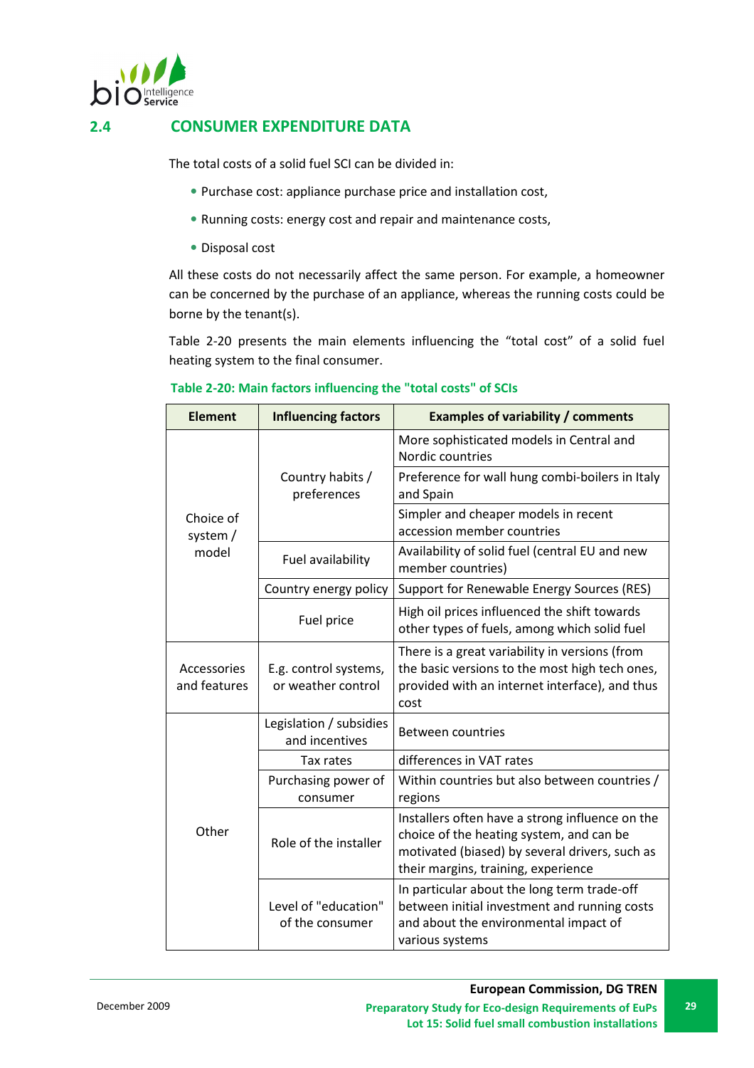## 2.4 CONSUMER EXPENDITURE DATA

The total costs of a solid fuel SCI can be divided in:

- Purchase cost: appliance purchase price and installation cost,
- Running costs: energy cost and repair and maintenance costs,
- Disposal cost

All these costs do not necessarily affect the same person. For example, a homeowner can be concerned by the purchase of an appliance, whereas the running costs could be borne by the tenant(s).

Table 2-20 presents the main elements influencing the "total cost" of a solid fuel heating system to the final consumer.

**Table 2-20: Main factors influencing the "total costs" of SCIs**

| Element | Influencing factors | Examples of variability / comments |
|---|---|---|
| Choice of system / model | Country habits / preferences | More sophisticated models in Central and Nordic countries |
| | | Preference for wall hung combi-boilers in Italy and Spain |
| | | Simpler and cheaper models in recent accession member countries |
| | Fuel availability | Availability of solid fuel (central EU and new member countries) |
| | Country energy policy | Support for Renewable Energy Sources (RES) |
| | Fuel price | High oil prices influenced the shift towards other types of fuels, among which solid fuel |
| Accessories and features | E.g. control systems, or weather control | There is a great variability in versions (from the basic versions to the most high tech ones, provided with an internet interface), and thus cost |
| Other | Legislation / subsidies and incentives | Between countries |
| | Tax rates | differences in VAT rates |
| | Purchasing power of consumer | Within countries but also between countries / regions |
| | Role of the installer | Installers often have a strong influence on the choice of the heating system, and can be motivated (biased) by several drivers, such as their margins, training, experience |
| | Level of "education" of the consumer | In particular about the long term trade-off between initial investment and running costs and about the environmental impact of various systems |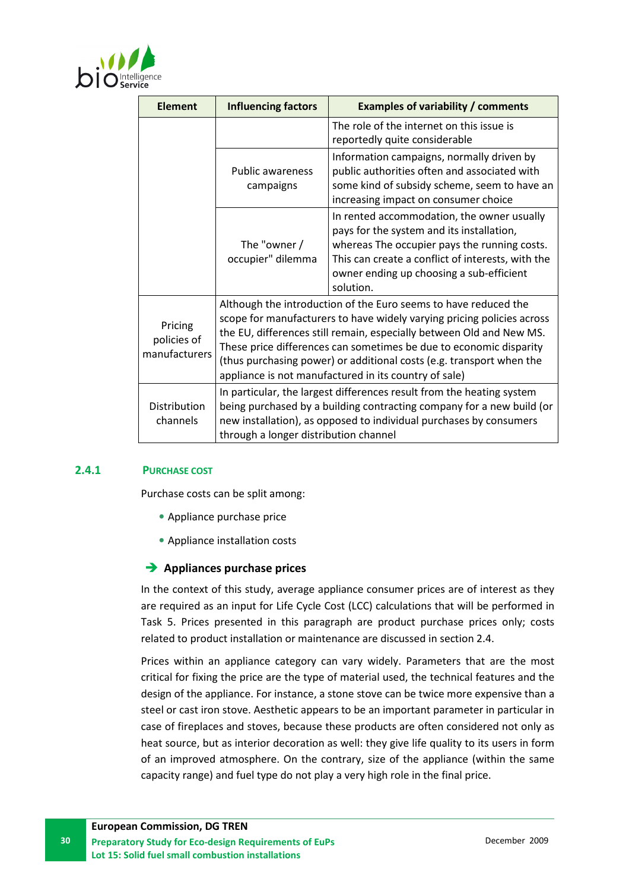| Element | Influencing factors | Examples of variability / comments |
|---|---|---|
| | | The role of the internet on this issue is reportedly quite considerable |
| | Public awareness campaigns | Information campaigns, normally driven by public authorities often and associated with some kind of subsidy scheme, seem to have an increasing impact on consumer choice |
| | The "owner / occupier" dilemma | In rented accommodation, the owner usually pays for the system and its installation, whereas The occupier pays the running costs. This can create a conflict of interests, with the owner ending up choosing a sub-efficient solution. |
| Pricing policies of manufacturers | Although the introduction of the Euro seems to have reduced the scope for manufacturers to have widely varying pricing policies across the EU, differences still remain, especially between Old and New MS. These price differences can sometimes be due to economic disparity (thus purchasing power) or additional costs (e.g. transport when the appliance is not manufactured in its country of sale) | |
| Distribution channels | In particular, the largest differences result from the heating system being purchased by a building contracting company for a new build (or new installation), as opposed to individual purchases by consumers through a longer distribution channel | |

### 2.4.1 PURCHASE COST

Purchase costs can be split among:

- Appliance purchase price
- Appliance installation costs

**➔ Appliances purchase prices**

In the context of this study, average appliance consumer prices are of interest as they are required as an input for Life Cycle Cost (LCC) calculations that will be performed in Task 5. Prices presented in this paragraph are product purchase prices only; costs related to product installation or maintenance are discussed in section 2.4.

Prices within an appliance category can vary widely. Parameters that are the most critical for fixing the price are the type of material used, the technical features and the design of the appliance. For instance, a stone stove can be twice more expensive than a steel or cast iron stove. Aesthetic appears to be an important parameter in particular in case of fireplaces and stoves, because these products are often considered not only as heat source, but as interior decoration as well: they give life quality to its users in form of an improved atmosphere. On the contrary, size of the appliance (within the same capacity range) and fuel type do not play a very high role in the final price.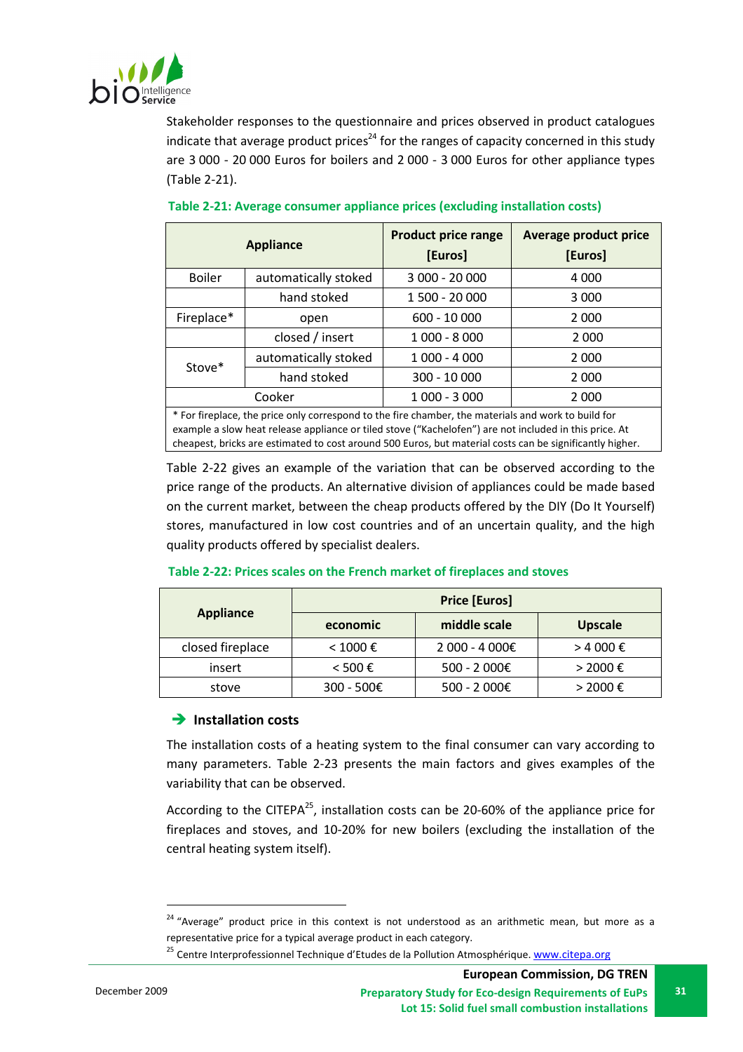Stakeholder responses to the questionnaire and prices observed in product catalogues indicate that average product prices[24] for the ranges of capacity concerned in this study are 3 000 - 20 000 Euros for boilers and 2 000 - 3 000 Euros for other appliance types (Table 2-21).

**Table 2-21: Average consumer appliance prices (excluding installation costs)**

| Appliance | | Product price range [Euros] | Average product price [Euros] |
|---|---|---|---|
| Boiler | automatically stoked | 3 000 - 20 000 | 4 000 |
| | hand stoked | 1 500 - 20 000 | 3 000 |
| Fireplace* | open | 600 - 10 000 | 2 000 |
| | closed / insert | 1 000 - 8 000 | 2 000 |
| Stove* | automatically stoked | 1 000 - 4 000 | 2 000 |
| | hand stoked | 300 - 10 000 | 2 000 |
| Cooker | | 1 000 - 3 000 | 2 000 |

* For fireplace, the price only correspond to the fire chamber, the materials and work to build for example a slow heat release appliance or tiled stove ("Kachelofen") are not included in this price. At cheapest, bricks are estimated to cost around 500 Euros, but material costs can be significantly higher.

Table 2-22 gives an example of the variation that can be observed according to the price range of the products. An alternative division of appliances could be made based on the current market, between the cheap products offered by the DIY (Do It Yourself) stores, manufactured in low cost countries and of an uncertain quality, and the high quality products offered by specialist dealers.

**Table 2-22: Prices scales on the French market of fireplaces and stoves**

| Appliance | Price [Euros] | | |
|---|---|---|---|
| | economic | middle scale | Upscale |
| closed fireplace | < 1000 € | 2 000 - 4 000€ | > 4 000 € |
| insert | < 500 € | 500 - 2 000€ | > 2000 € |
| stove | 300 - 500€ | 500 - 2 000€ | > 2000 € |

### ➔ Installation costs

The installation costs of a heating system to the final consumer can vary according to many parameters. Table 2-23 presents the main factors and gives examples of the variability that can be observed.

According to the CITEPA[25], installation costs can be 20-60% of the appliance price for fireplaces and stoves, and 10-20% for new boilers (excluding the installation of the central heating system itself).

---

[24] "Average" product price in this context is not understood as an arithmetic mean, but more as a representative price for a typical average product in each category.

[25] Centre Interprofessionnel Technique d'Etudes de la Pollution Atmosphérique. www.citepa.org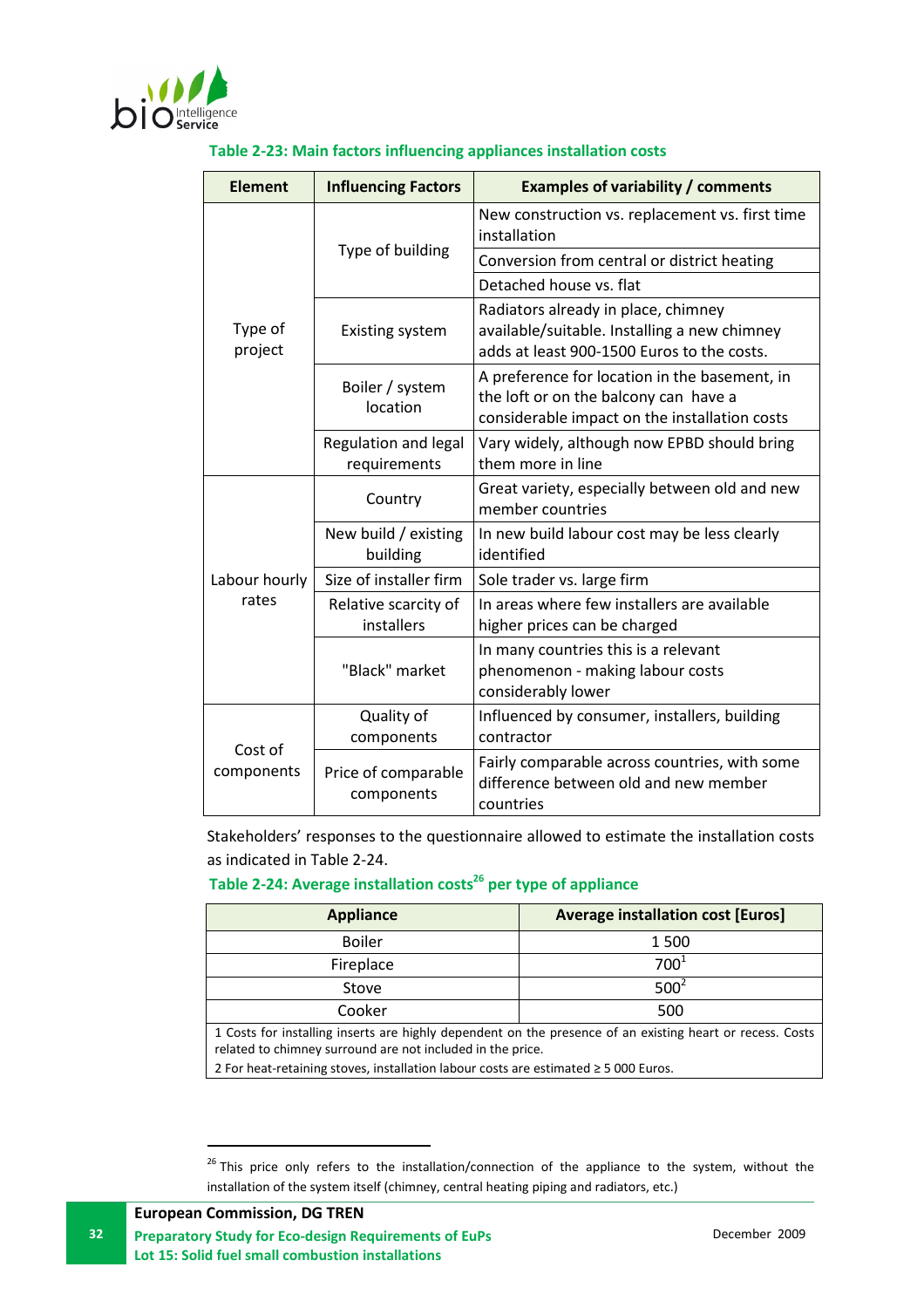**Table 2-23: Main factors influencing appliances installation costs**

| Element | Influencing Factors | Examples of variability / comments |
|---|---|---|
| Type of project | Type of building | New construction vs. replacement vs. first time installation |
| | | Conversion from central or district heating |
| | | Detached house vs. flat |
| | Existing system | Radiators already in place, chimney available/suitable. Installing a new chimney adds at least 900-1500 Euros to the costs. |
| | Boiler / system location | A preference for location in the basement, in the loft or on the balcony can have a considerable impact on the installation costs |
| | Regulation and legal requirements | Vary widely, although now EPBD should bring them more in line |
| Labour hourly rates | Country | Great variety, especially between old and new member countries |
| | New build / existing building | In new build labour cost may be less clearly identified |
| | Size of installer firm | Sole trader vs. large firm |
| | Relative scarcity of installers | In areas where few installers are available higher prices can be charged |
| | "Black" market | In many countries this is a relevant phenomenon - making labour costs considerably lower |
| Cost of components | Quality of components | Influenced by consumer, installers, building contractor |
| | Price of comparable components | Fairly comparable across countries, with some difference between old and new member countries |

Stakeholders' responses to the questionnaire allowed to estimate the installation costs as indicated in Table 2-24.

**Table 2-24: Average installation costs[26] per type of appliance**

| Appliance | Average installation cost [Euros] |
|---|---|
| Boiler | 1 500 |
| Fireplace | 700[1] |
| Stove | 500[2] |
| Cooker | 500 |

1 Costs for installing inserts are highly dependent on the presence of an existing heart or recess. Costs related to chimney surround are not included in the price.

2 For heat-retaining stoves, installation labour costs are estimated ≥ 5 000 Euros.

[26] This price only refers to the installation/connection of the appliance to the system, without the installation of the system itself (chimney, central heating piping and radiators, etc.)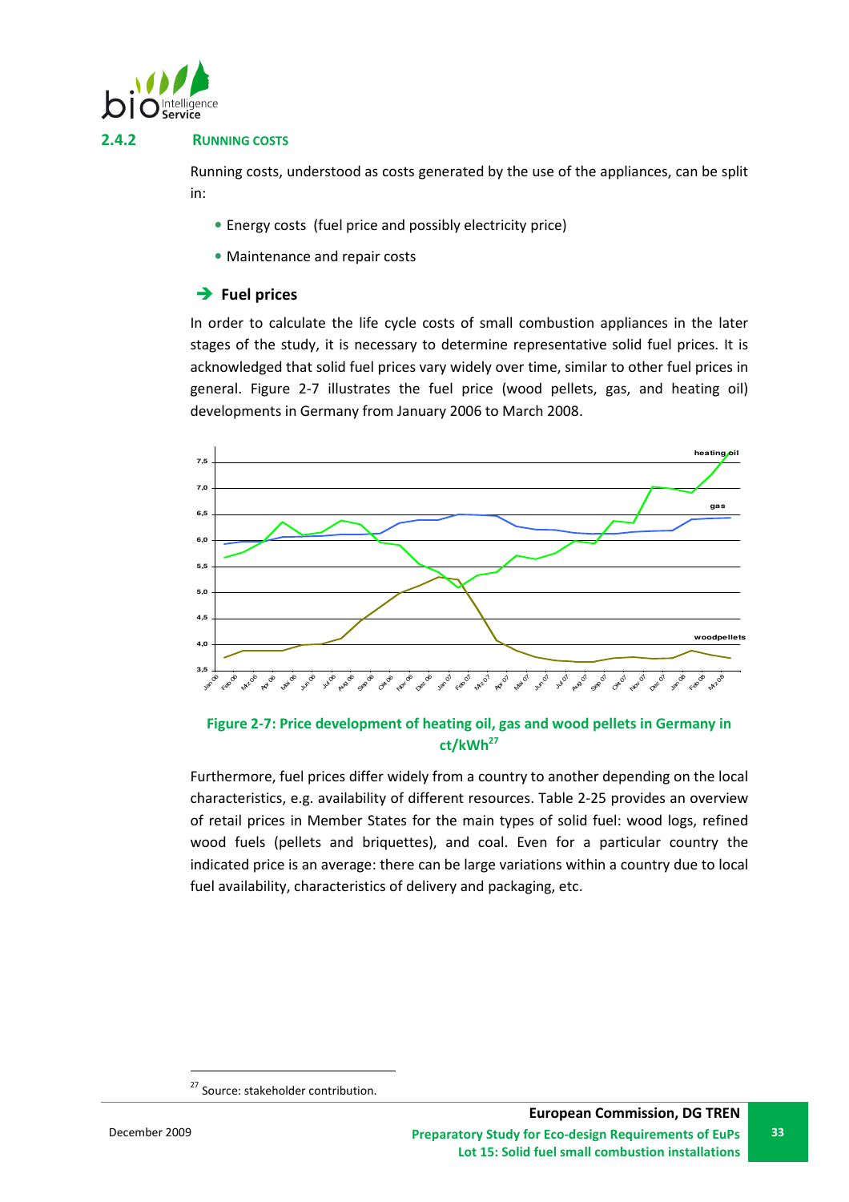### 2.4.2 Running costs

Running costs, understood as costs generated by the use of the appliances, can be split in:

- Energy costs (fuel price and possibly electricity price)
- Maintenance and repair costs

**➔ Fuel prices**

In order to calculate the life cycle costs of small combustion appliances in the later stages of the study, it is necessary to determine representative solid fuel prices. It is acknowledged that solid fuel prices vary widely over time, similar to other fuel prices in general. Figure 2-7 illustrates the fuel price (wood pellets, gas, and heating oil) developments in Germany from January 2006 to March 2008.

**Figure 2-7: Price development of heating oil, gas and wood pellets in Germany in ct/kWh[27]**

Furthermore, fuel prices differ widely from a country to another depending on the local characteristics, e.g. availability of different resources. Table 2-25 provides an overview of retail prices in Member States for the main types of solid fuel: wood logs, refined wood fuels (pellets and briquettes), and coal. Even for a particular country the indicated price is an average: there can be large variations within a country due to local fuel availability, characteristics of delivery and packaging, etc.

[27] Source: stakeholder contribution.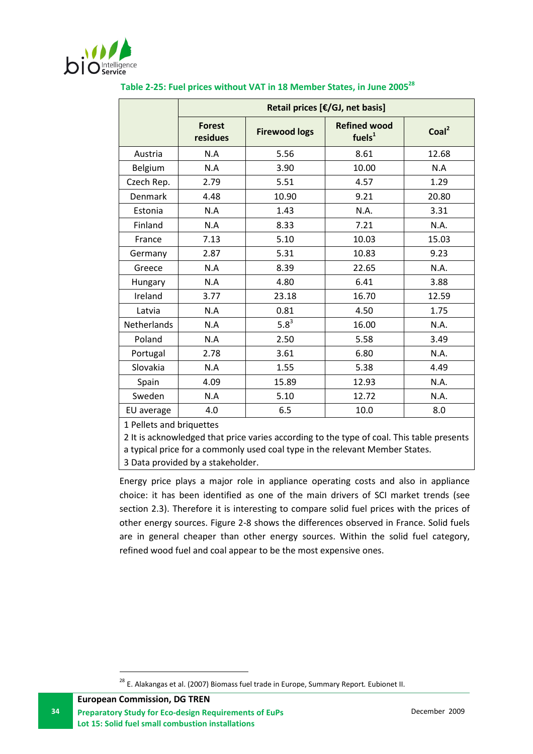**Table 2-25: Fuel prices without VAT in 18 Member States, in June 2005[28]**

| | Retail prices [€/GJ, net basis] | | | |
|---|---|---|---|---|
| | Forest residues | Firewood logs | Refined wood fuels[1] | Coal[2] |
| Austria | N.A | 5.56 | 8.61 | 12.68 |
| Belgium | N.A | 3.90 | 10.00 | N.A |
| Czech Rep. | 2.79 | 5.51 | 4.57 | 1.29 |
| Denmark | 4.48 | 10.90 | 9.21 | 20.80 |
| Estonia | N.A | 1.43 | N.A. | 3.31 |
| Finland | N.A | 8.33 | 7.21 | N.A. |
| France | 7.13 | 5.10 | 10.03 | 15.03 |
| Germany | 2.87 | 5.31 | 10.83 | 9.23 |
| Greece | N.A | 8.39 | 22.65 | N.A. |
| Hungary | N.A | 4.80 | 6.41 | 3.88 |
| Ireland | 3.77 | 23.18 | 16.70 | 12.59 |
| Latvia | N.A | 0.81 | 4.50 | 1.75 |
| Netherlands | N.A | 5.8[3] | 16.00 | N.A. |
| Poland | N.A | 2.50 | 5.58 | 3.49 |
| Portugal | 2.78 | 3.61 | 6.80 | N.A. |
| Slovakia | N.A | 1.55 | 5.38 | 4.49 |
| Spain | 4.09 | 15.89 | 12.93 | N.A. |
| Sweden | N.A | 5.10 | 12.72 | N.A. |
| EU average | 4.0 | 6.5 | 10.0 | 8.0 |

1 Pellets and briquettes
2 It is acknowledged that price varies according to the type of coal. This table presents a typical price for a commonly used coal type in the relevant Member States.
3 Data provided by a stakeholder.

Energy price plays a major role in appliance operating costs and also in appliance choice: it has been identified as one of the main drivers of SCI market trends (see section 2.3). Therefore it is interesting to compare solid fuel prices with the prices of other energy sources. Figure 2-8 shows the differences observed in France. Solid fuels are in general cheaper than other energy sources. Within the solid fuel category, refined wood fuel and coal appear to be the most expensive ones.

[28] E. Alakangas et al. (2007) Biomass fuel trade in Europe, Summary Report. Eubionet II.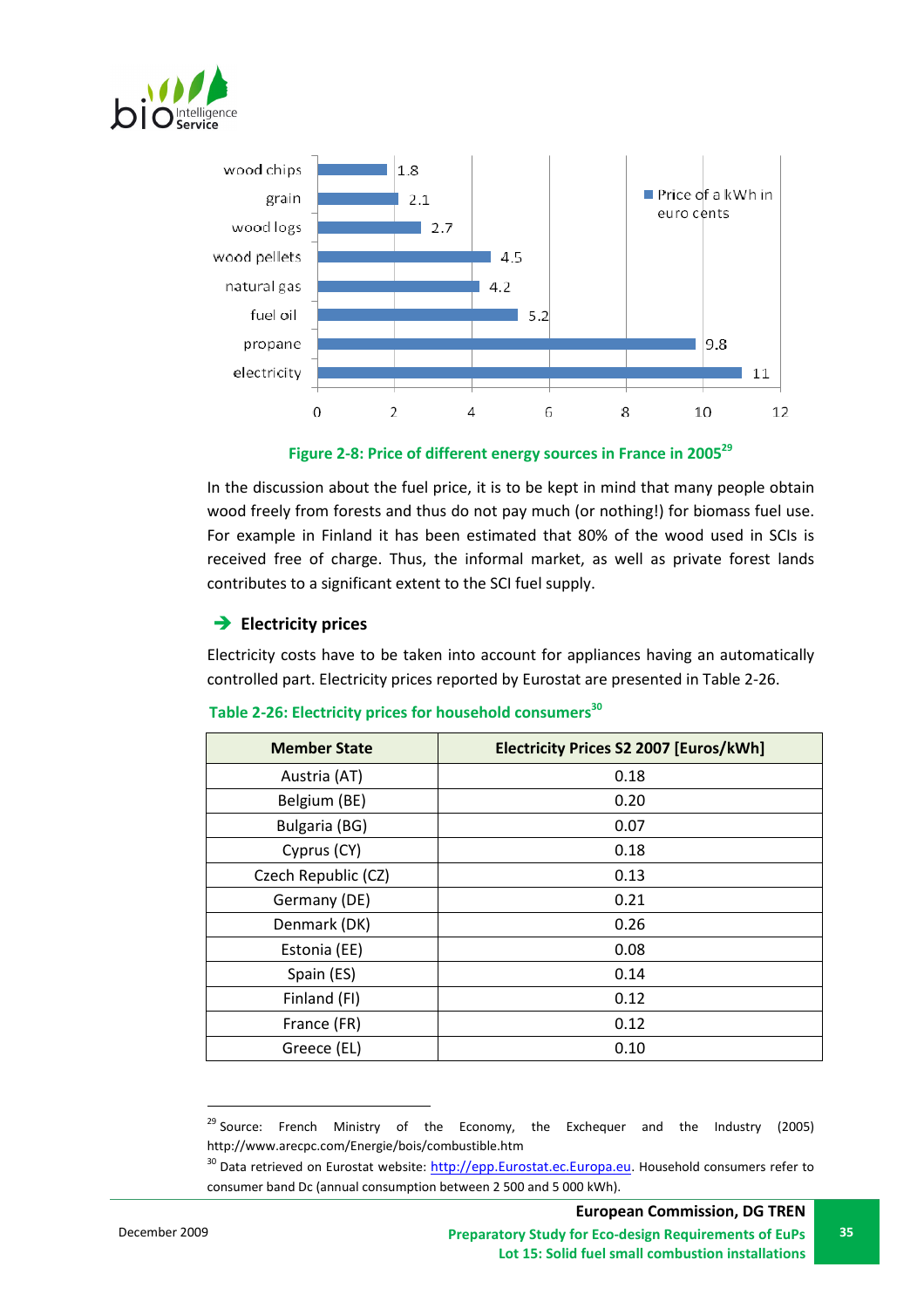| | Price of a kWh in euro cents |
|---|---|
| wood chips | 1.8 |
| grain | 2.1 |
| wood logs | 2.7 |
| wood pellets | 4.5 |
| natural gas | 4.2 |
| fuel oil | 5.2 |
| propane | 9.8 |
| electricity | 11 |

**Figure 2-8: Price of different energy sources in France in 2005**[29]

In the discussion about the fuel price, it is to be kept in mind that many people obtain wood freely from forests and thus do not pay much (or nothing!) for biomass fuel use. For example in Finland it has been estimated that 80% of the wood used in SCIs is received free of charge. Thus, the informal market, as well as private forest lands contributes to a significant extent to the SCI fuel supply.

### ➔ Electricity prices

Electricity costs have to be taken into account for appliances having an automatically controlled part. Electricity prices reported by Eurostat are presented in Table 2-26.

**Table 2-26: Electricity prices for household consumers**[30]

| Member State | Electricity Prices S2 2007 [Euros/kWh] |
|---|---|
| Austria (AT) | 0.18 |
| Belgium (BE) | 0.20 |
| Bulgaria (BG) | 0.07 |
| Cyprus (CY) | 0.18 |
| Czech Republic (CZ) | 0.13 |
| Germany (DE) | 0.21 |
| Denmark (DK) | 0.26 |
| Estonia (EE) | 0.08 |
| Spain (ES) | 0.14 |
| Finland (FI) | 0.12 |
| France (FR) | 0.12 |
| Greece (EL) | 0.10 |

[29] Source: French Ministry of the Economy, the Exchequer and the Industry (2005) http://www.arecpc.com/Energie/bois/combustible.htm

[30] Data retrieved on Eurostat website: http://epp.Eurostat.ec.Europa.eu. Household consumers refer to consumer band Dc (annual consumption between 2 500 and 5 000 kWh).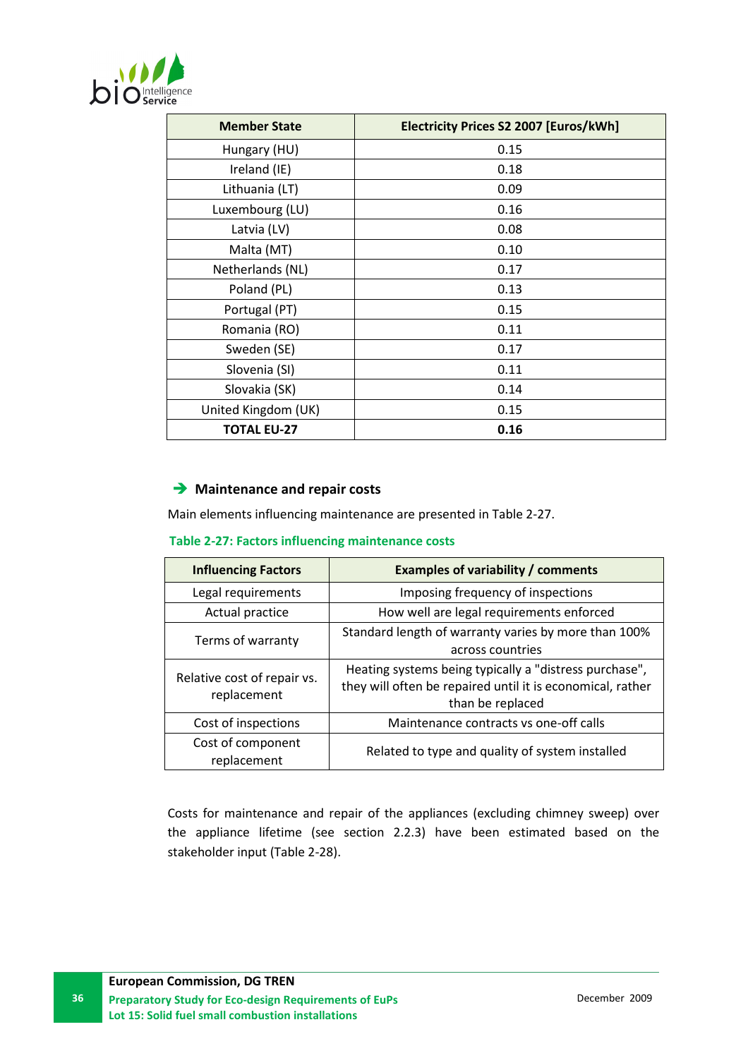| Member State | Electricity Prices S2 2007 [Euros/kWh] |
|---|---|
| Hungary (HU) | 0.15 |
| Ireland (IE) | 0.18 |
| Lithuania (LT) | 0.09 |
| Luxembourg (LU) | 0.16 |
| Latvia (LV) | 0.08 |
| Malta (MT) | 0.10 |
| Netherlands (NL) | 0.17 |
| Poland (PL) | 0.13 |
| Portugal (PT) | 0.15 |
| Romania (RO) | 0.11 |
| Sweden (SE) | 0.17 |
| Slovenia (SI) | 0.11 |
| Slovakia (SK) | 0.14 |
| United Kingdom (UK) | 0.15 |
| **TOTAL EU-27** | **0.16** |

### ➔ Maintenance and repair costs

Main elements influencing maintenance are presented in Table 2-27.

**Table 2-27: Factors influencing maintenance costs**

| Influencing Factors | Examples of variability / comments |
|---|---|
| Legal requirements | Imposing frequency of inspections |
| Actual practice | How well are legal requirements enforced |
| Terms of warranty | Standard length of warranty varies by more than 100% across countries |
| Relative cost of repair vs. replacement | Heating systems being typically a "distress purchase", they will often be repaired until it is economical, rather than be replaced |
| Cost of inspections | Maintenance contracts vs one-off calls |
| Cost of component replacement | Related to type and quality of system installed |

Costs for maintenance and repair of the appliances (excluding chimney sweep) over the appliance lifetime (see section 2.2.3) have been estimated based on the stakeholder input (Table 2-28).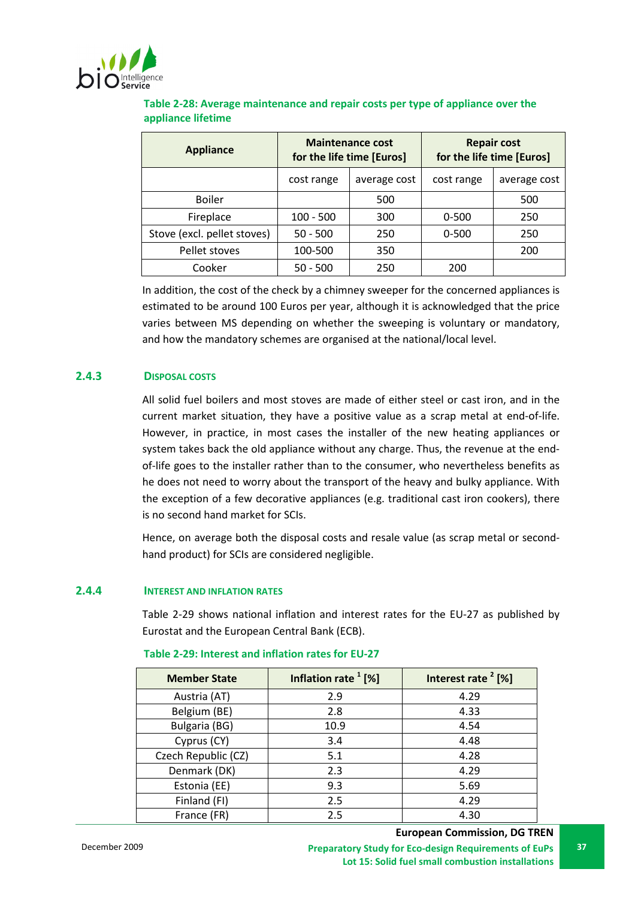**Table 2-28: Average maintenance and repair costs per type of appliance over the appliance lifetime**

| Appliance | Maintenance cost for the life time [Euros] | | Repair cost for the life time [Euros] | |
|---|---|---|---|---|
| | cost range | average cost | cost range | average cost |
| Boiler | | 500 | | 500 |
| Fireplace | 100 - 500 | 300 | 0-500 | 250 |
| Stove (excl. pellet stoves) | 50 - 500 | 250 | 0-500 | 250 |
| Pellet stoves | 100-500 | 350 | | 200 |
| Cooker | 50 - 500 | 250 | 200 | |

In addition, the cost of the check by a chimney sweeper for the concerned appliances is estimated to be around 100 Euros per year, although it is acknowledged that the price varies between MS depending on whether the sweeping is voluntary or mandatory, and how the mandatory schemes are organised at the national/local level.

### 2.4.3 Disposal costs

All solid fuel boilers and most stoves are made of either steel or cast iron, and in the current market situation, they have a positive value as a scrap metal at end-of-life. However, in practice, in most cases the installer of the new heating appliances or system takes back the old appliance without any charge. Thus, the revenue at the end-of-life goes to the installer rather than to the consumer, who nevertheless benefits as he does not need to worry about the transport of the heavy and bulky appliance. With the exception of a few decorative appliances (e.g. traditional cast iron cookers), there is no second hand market for SCIs.

Hence, on average both the disposal costs and resale value (as scrap metal or second-hand product) for SCIs are considered negligible.

### 2.4.4 Interest and inflation rates

Table 2-29 shows national inflation and interest rates for the EU-27 as published by Eurostat and the European Central Bank (ECB).

**Table 2-29: Interest and inflation rates for EU-27**

| Member State | Inflation rate [1] [%] | Interest rate [2] [%] |
|---|---|---|
| Austria (AT) | 2.9 | 4.29 |
| Belgium (BE) | 2.8 | 4.33 |
| Bulgaria (BG) | 10.9 | 4.54 |
| Cyprus (CY) | 3.4 | 4.48 |
| Czech Republic (CZ) | 5.1 | 4.28 |
| Denmark (DK) | 2.3 | 4.29 |
| Estonia (EE) | 9.3 | 5.69 |
| Finland (FI) | 2.5 | 4.29 |
| France (FR) | 2.5 | 4.30 |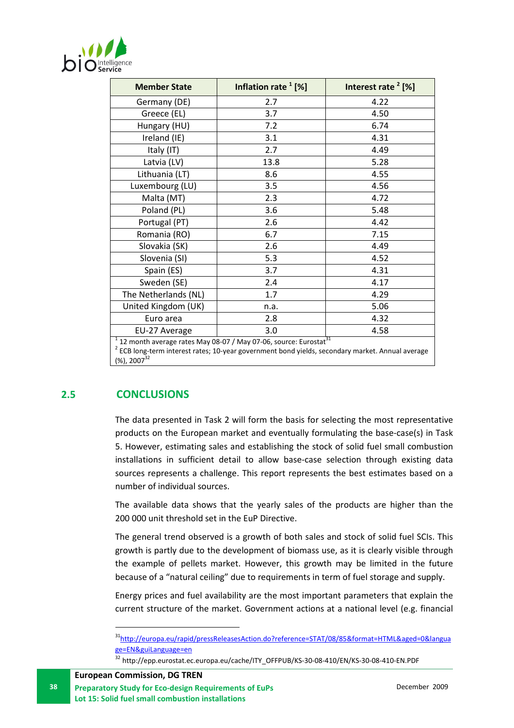| Member State | Inflation rate [1] [%] | Interest rate [2] [%] |
|---|---|---|
| Germany (DE) | 2.7 | 4.22 |
| Greece (EL) | 3.7 | 4.50 |
| Hungary (HU) | 7.2 | 6.74 |
| Ireland (IE) | 3.1 | 4.31 |
| Italy (IT) | 2.7 | 4.49 |
| Latvia (LV) | 13.8 | 5.28 |
| Lithuania (LT) | 8.6 | 4.55 |
| Luxembourg (LU) | 3.5 | 4.56 |
| Malta (MT) | 2.3 | 4.72 |
| Poland (PL) | 3.6 | 5.48 |
| Portugal (PT) | 2.6 | 4.42 |
| Romania (RO) | 6.7 | 7.15 |
| Slovakia (SK) | 2.6 | 4.49 |
| Slovenia (SI) | 5.3 | 4.52 |
| Spain (ES) | 3.7 | 4.31 |
| Sweden (SE) | 2.4 | 4.17 |
| The Netherlands (NL) | 1.7 | 4.29 |
| United Kingdom (UK) | n.a. | 5.06 |
| Euro area | 2.8 | 4.32 |
| EU-27 Average | 3.0 | 4.58 |

[1] 12 month average rates May 08-07 / May 07-06, source: Eurostat[31]
[2] ECB long-term interest rates; 10-year government bond yields, secondary market. Annual average (%), 2007[32]

## 2.5 CONCLUSIONS

The data presented in Task 2 will form the basis for selecting the most representative products on the European market and eventually formulating the base-case(s) in Task 5. However, estimating sales and establishing the stock of solid fuel small combustion installations in sufficient detail to allow base-case selection through existing data sources represents a challenge. This report represents the best estimates based on a number of individual sources.

The available data shows that the yearly sales of the products are higher than the 200 000 unit threshold set in the EuP Directive.

The general trend observed is a growth of both sales and stock of solid fuel SCIs. This growth is partly due to the development of biomass use, as it is clearly visible through the example of pellets market. However, this growth may be limited in the future because of a "natural ceiling" due to requirements in term of fuel storage and supply.

Energy prices and fuel availability are the most important parameters that explain the current structure of the market. Government actions at a national level (e.g. financial

[31] http://europa.eu/rapid/pressReleasesAction.do?reference=STAT/08/85&format=HTML&aged=0&language=EN&guiLanguage=en

[32] http://epp.eurostat.ec.europa.eu/cache/ITY_OFFPUB/KS-30-08-410/EN/KS-30-08-410-EN.PDF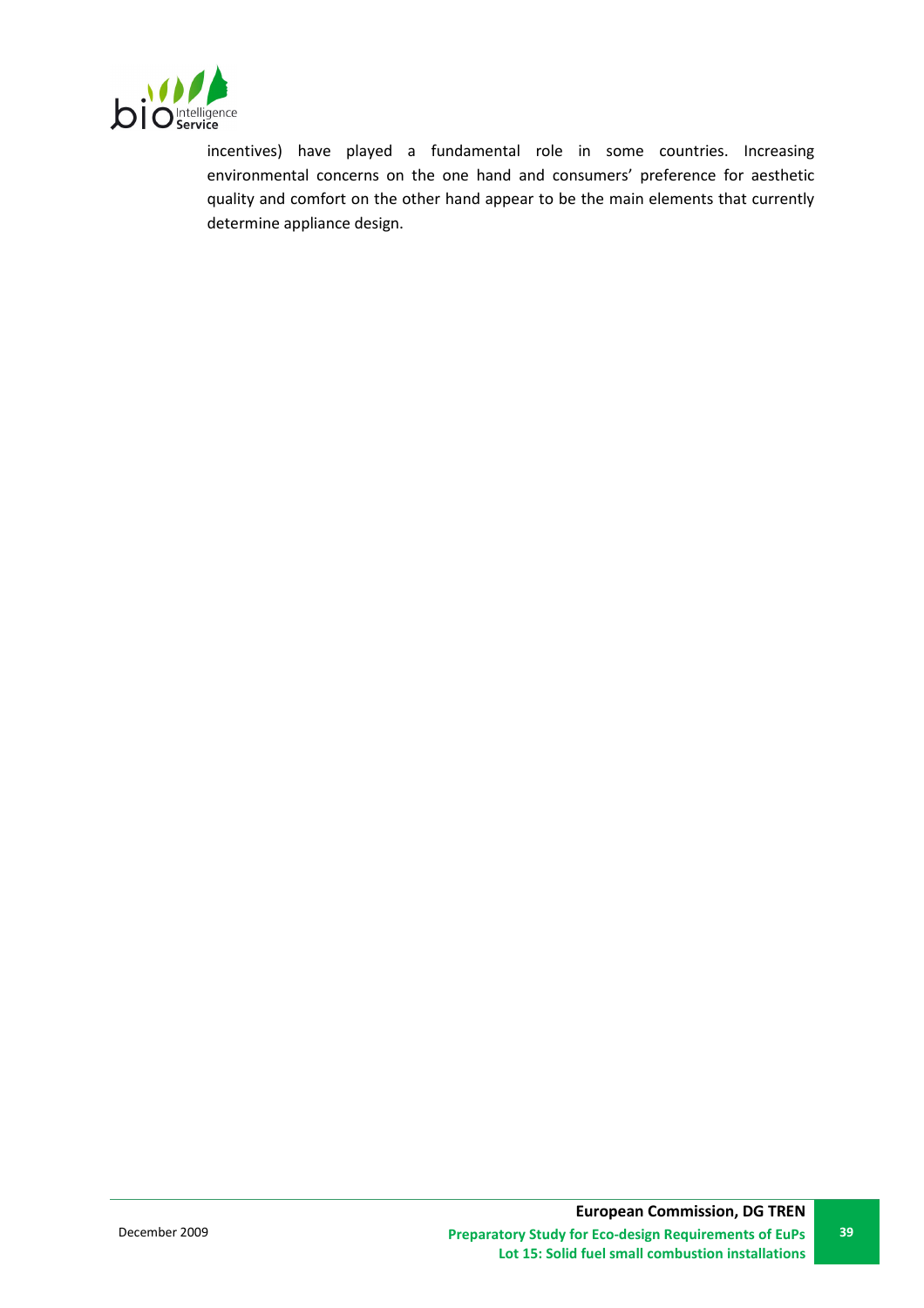incentives) have played a fundamental role in some countries. Increasing environmental concerns on the one hand and consumers' preference for aesthetic quality and comfort on the other hand appear to be the main elements that currently determine appliance design.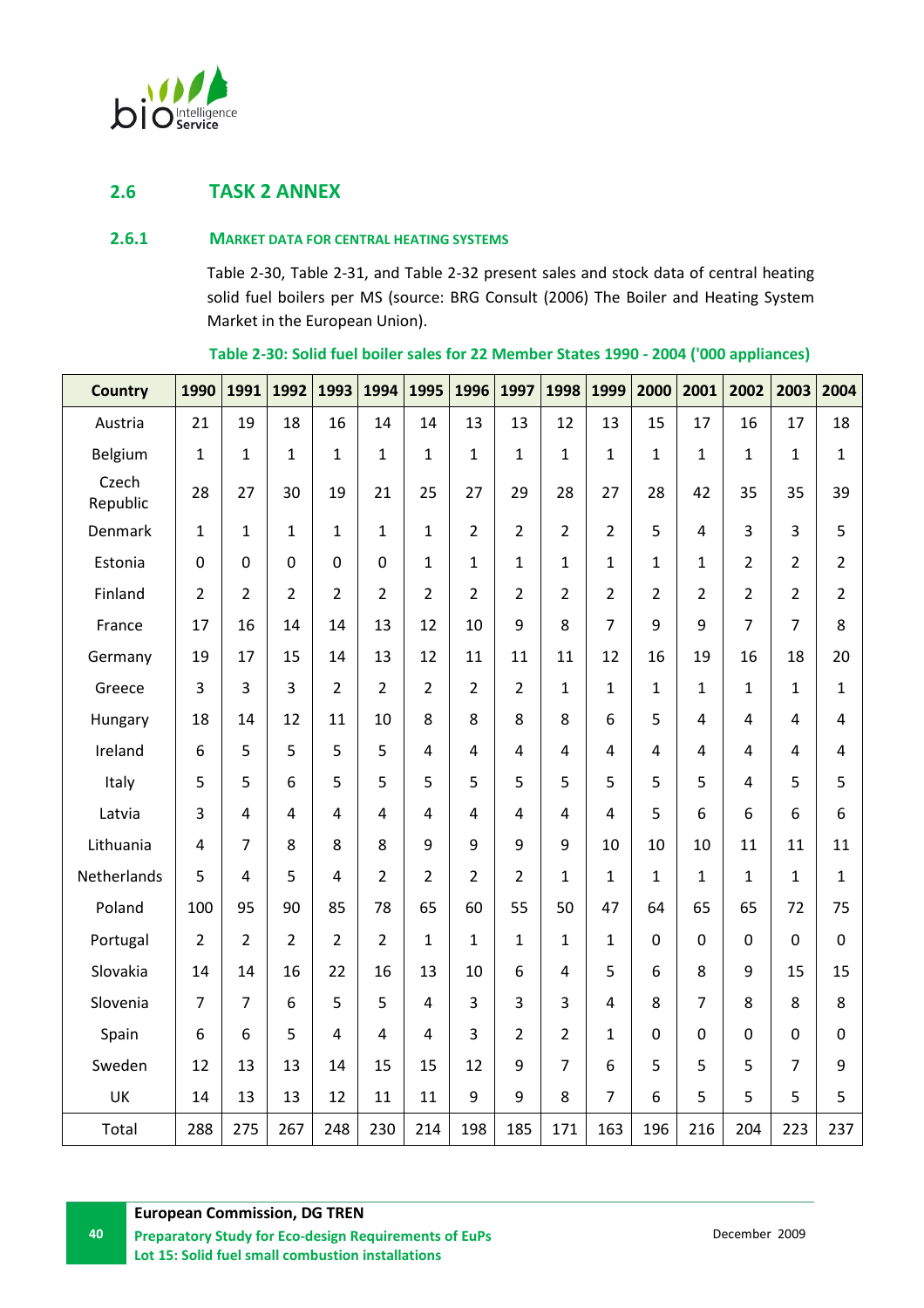## 2.6 TASK 2 ANNEX

### 2.6.1 MARKET DATA FOR CENTRAL HEATING SYSTEMS

Table 2-30, Table 2-31, and Table 2-32 present sales and stock data of central heating solid fuel boilers per MS (source: BRG Consult (2006) The Boiler and Heating System Market in the European Union).

**Table 2-30: Solid fuel boiler sales for 22 Member States 1990 - 2004 ('000 appliances)**

| Country | 1990 | 1991 | 1992 | 1993 | 1994 | 1995 | 1996 | 1997 | 1998 | 1999 | 2000 | 2001 | 2002 | 2003 | 2004 |
|---|---|---|---|---|---|---|---|---|---|---|---|---|---|---|---|
| Austria | 21 | 19 | 18 | 16 | 14 | 14 | 13 | 13 | 12 | 13 | 15 | 17 | 16 | 17 | 18 |
| Belgium | 1 | 1 | 1 | 1 | 1 | 1 | 1 | 1 | 1 | 1 | 1 | 1 | 1 | 1 | 1 |
| Czech Republic | 28 | 27 | 30 | 19 | 21 | 25 | 27 | 29 | 28 | 27 | 28 | 42 | 35 | 35 | 39 |
| Denmark | 1 | 1 | 1 | 1 | 1 | 1 | 2 | 2 | 2 | 2 | 5 | 4 | 3 | 3 | 5 |
| Estonia | 0 | 0 | 0 | 0 | 0 | 1 | 1 | 1 | 1 | 1 | 1 | 1 | 2 | 2 | 2 |
| Finland | 2 | 2 | 2 | 2 | 2 | 2 | 2 | 2 | 2 | 2 | 2 | 2 | 2 | 2 | 2 |
| France | 17 | 16 | 14 | 14 | 13 | 12 | 10 | 9 | 8 | 7 | 9 | 9 | 7 | 7 | 8 |
| Germany | 19 | 17 | 15 | 14 | 13 | 12 | 11 | 11 | 11 | 12 | 16 | 19 | 16 | 18 | 20 |
| Greece | 3 | 3 | 3 | 2 | 2 | 2 | 2 | 2 | 1 | 1 | 1 | 1 | 1 | 1 | 1 |
| Hungary | 18 | 14 | 12 | 11 | 10 | 8 | 8 | 8 | 8 | 6 | 5 | 4 | 4 | 4 | 4 |
| Ireland | 6 | 5 | 5 | 5 | 5 | 4 | 4 | 4 | 4 | 4 | 4 | 4 | 4 | 4 | 4 |
| Italy | 5 | 5 | 6 | 5 | 5 | 5 | 5 | 5 | 5 | 5 | 5 | 5 | 4 | 5 | 5 |
| Latvia | 3 | 4 | 4 | 4 | 4 | 4 | 4 | 4 | 4 | 4 | 5 | 6 | 6 | 6 | 6 |
| Lithuania | 4 | 7 | 8 | 8 | 8 | 9 | 9 | 9 | 9 | 10 | 10 | 10 | 11 | 11 | 11 |
| Netherlands | 5 | 4 | 5 | 4 | 2 | 2 | 2 | 2 | 1 | 1 | 1 | 1 | 1 | 1 | 1 |
| Poland | 100 | 95 | 90 | 85 | 78 | 65 | 60 | 55 | 50 | 47 | 64 | 65 | 65 | 72 | 75 |
| Portugal | 2 | 2 | 2 | 2 | 2 | 1 | 1 | 1 | 1 | 1 | 0 | 0 | 0 | 0 | 0 |
| Slovakia | 14 | 14 | 16 | 22 | 16 | 13 | 10 | 6 | 4 | 5 | 6 | 8 | 9 | 15 | 15 |
| Slovenia | 7 | 7 | 6 | 5 | 5 | 4 | 3 | 3 | 3 | 4 | 8 | 7 | 8 | 8 | 8 |
| Spain | 6 | 6 | 5 | 4 | 4 | 4 | 3 | 2 | 2 | 1 | 0 | 0 | 0 | 0 | 0 |
| Sweden | 12 | 13 | 13 | 14 | 15 | 15 | 12 | 9 | 7 | 6 | 5 | 5 | 5 | 7 | 9 |
| UK | 14 | 13 | 13 | 12 | 11 | 11 | 9 | 9 | 8 | 7 | 6 | 5 | 5 | 5 | 5 |
| Total | 288 | 275 | 267 | 248 | 230 | 214 | 198 | 185 | 171 | 163 | 196 | 216 | 204 | 223 | 237 |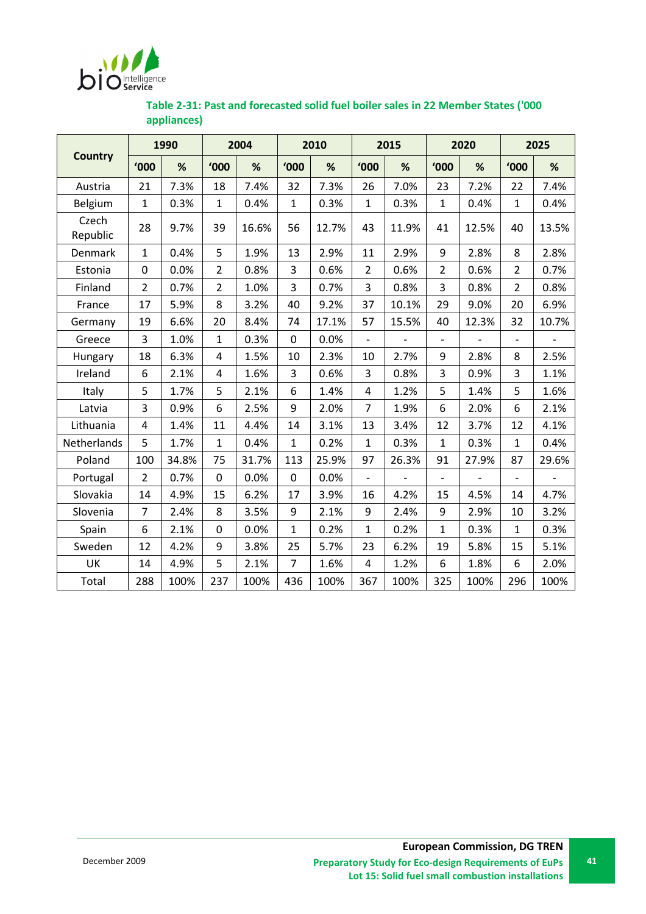**Table 2-31: Past and forecasted solid fuel boiler sales in 22 Member States ('000 appliances)**

| Country | 1990 | | 2004 | | 2010 | | 2015 | | 2020 | | 2025 | |
|---|---|---|---|---|---|---|---|---|---|---|---|---|
| | '000 | % | '000 | % | '000 | % | '000 | % | '000 | % | '000 | % |
| Austria | 21 | 7.3% | 18 | 7.4% | 32 | 7.3% | 26 | 7.0% | 23 | 7.2% | 22 | 7.4% |
| Belgium | 1 | 0.3% | 1 | 0.4% | 1 | 0.3% | 1 | 0.3% | 1 | 0.4% | 1 | 0.4% |
| Czech Republic | 28 | 9.7% | 39 | 16.6% | 56 | 12.7% | 43 | 11.9% | 41 | 12.5% | 40 | 13.5% |
| Denmark | 1 | 0.4% | 5 | 1.9% | 13 | 2.9% | 11 | 2.9% | 9 | 2.8% | 8 | 2.8% |
| Estonia | 0 | 0.0% | 2 | 0.8% | 3 | 0.6% | 2 | 0.6% | 2 | 0.6% | 2 | 0.7% |
| Finland | 2 | 0.7% | 2 | 1.0% | 3 | 0.7% | 3 | 0.8% | 3 | 0.8% | 2 | 0.8% |
| France | 17 | 5.9% | 8 | 3.2% | 40 | 9.2% | 37 | 10.1% | 29 | 9.0% | 20 | 6.9% |
| Germany | 19 | 6.6% | 20 | 8.4% | 74 | 17.1% | 57 | 15.5% | 40 | 12.3% | 32 | 10.7% |
| Greece | 3 | 1.0% | 1 | 0.3% | 0 | 0.0% | - | - | - | - | - | - |
| Hungary | 18 | 6.3% | 4 | 1.5% | 10 | 2.3% | 10 | 2.7% | 9 | 2.8% | 8 | 2.5% |
| Ireland | 6 | 2.1% | 4 | 1.6% | 3 | 0.6% | 3 | 0.8% | 3 | 0.9% | 3 | 1.1% |
| Italy | 5 | 1.7% | 5 | 2.1% | 6 | 1.4% | 4 | 1.2% | 5 | 1.4% | 5 | 1.6% |
| Latvia | 3 | 0.9% | 6 | 2.5% | 9 | 2.0% | 7 | 1.9% | 6 | 2.0% | 6 | 2.1% |
| Lithuania | 4 | 1.4% | 11 | 4.4% | 14 | 3.1% | 13 | 3.4% | 12 | 3.7% | 12 | 4.1% |
| Netherlands | 5 | 1.7% | 1 | 0.4% | 1 | 0.2% | 1 | 0.3% | 1 | 0.3% | 1 | 0.4% |
| Poland | 100 | 34.8% | 75 | 31.7% | 113 | 25.9% | 97 | 26.3% | 91 | 27.9% | 87 | 29.6% |
| Portugal | 2 | 0.7% | 0 | 0.0% | 0 | 0.0% | - | - | - | - | - | - |
| Slovakia | 14 | 4.9% | 15 | 6.2% | 17 | 3.9% | 16 | 4.2% | 15 | 4.5% | 14 | 4.7% |
| Slovenia | 7 | 2.4% | 8 | 3.5% | 9 | 2.1% | 9 | 2.4% | 9 | 2.9% | 10 | 3.2% |
| Spain | 6 | 2.1% | 0 | 0.0% | 1 | 0.2% | 1 | 0.2% | 1 | 0.3% | 1 | 0.3% |
| Sweden | 12 | 4.2% | 9 | 3.8% | 25 | 5.7% | 23 | 6.2% | 19 | 5.8% | 15 | 5.1% |
| UK | 14 | 4.9% | 5 | 2.1% | 7 | 1.6% | 4 | 1.2% | 6 | 1.8% | 6 | 2.0% |
| Total | 288 | 100% | 237 | 100% | 436 | 100% | 367 | 100% | 325 | 100% | 296 | 100% |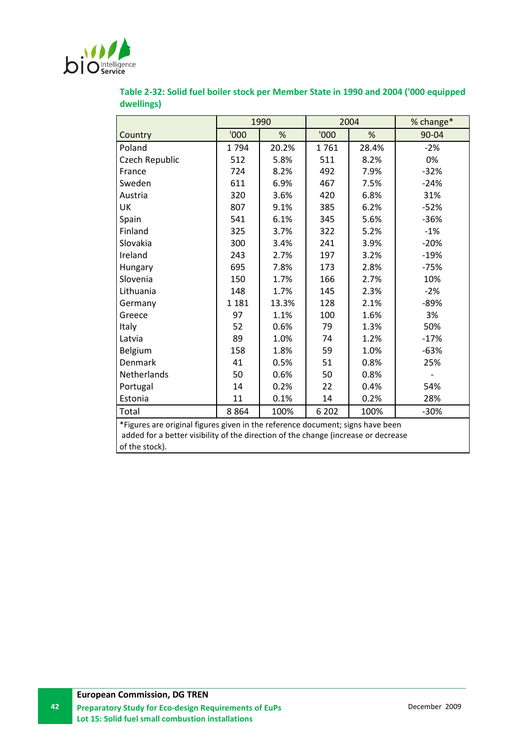**Table 2-32: Solid fuel boiler stock per Member State in 1990 and 2004 ('000 equipped dwellings)**

| | 1990 | | 2004 | | % change* |
|---|---|---|---|---|---|
| Country | '000 | % | '000 | % | 90-04 |
| Poland | 1 794 | 20.2% | 1 761 | 28.4% | -2% |
| Czech Republic | 512 | 5.8% | 511 | 8.2% | 0% |
| France | 724 | 8.2% | 492 | 7.9% | -32% |
| Sweden | 611 | 6.9% | 467 | 7.5% | -24% |
| Austria | 320 | 3.6% | 420 | 6.8% | 31% |
| UK | 807 | 9.1% | 385 | 6.2% | -52% |
| Spain | 541 | 6.1% | 345 | 5.6% | -36% |
| Finland | 325 | 3.7% | 322 | 5.2% | -1% |
| Slovakia | 300 | 3.4% | 241 | 3.9% | -20% |
| Ireland | 243 | 2.7% | 197 | 3.2% | -19% |
| Hungary | 695 | 7.8% | 173 | 2.8% | -75% |
| Slovenia | 150 | 1.7% | 166 | 2.7% | 10% |
| Lithuania | 148 | 1.7% | 145 | 2.3% | -2% |
| Germany | 1 181 | 13.3% | 128 | 2.1% | -89% |
| Greece | 97 | 1.1% | 100 | 1.6% | 3% |
| Italy | 52 | 0.6% | 79 | 1.3% | 50% |
| Latvia | 89 | 1.0% | 74 | 1.2% | -17% |
| Belgium | 158 | 1.8% | 59 | 1.0% | -63% |
| Denmark | 41 | 0.5% | 51 | 0.8% | 25% |
| Netherlands | 50 | 0.6% | 50 | 0.8% | - |
| Portugal | 14 | 0.2% | 22 | 0.4% | 54% |
| Estonia | 11 | 0.1% | 14 | 0.2% | 28% |
| Total | 8 864 | 100% | 6 202 | 100% | -30% |

*Figures are original figures given in the reference document; signs have been added for a better visibility of the direction of the change (increase or decrease of the stock).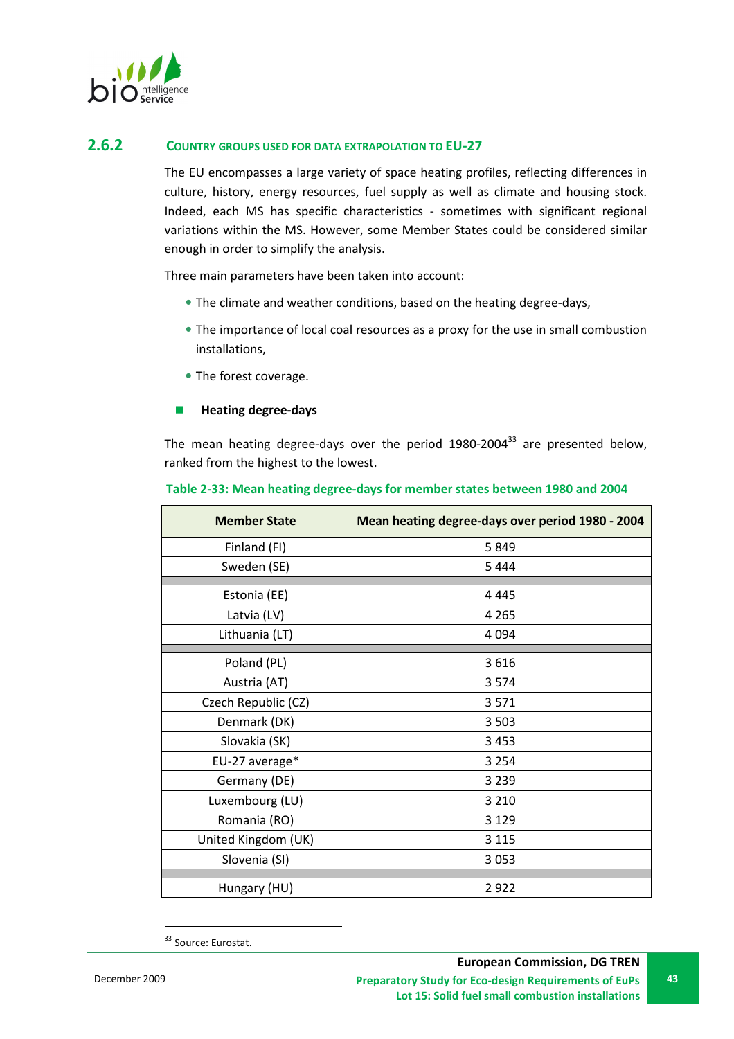### 2.6.2 COUNTRY GROUPS USED FOR DATA EXTRAPOLATION TO EU-27

The EU encompasses a large variety of space heating profiles, reflecting differences in culture, history, energy resources, fuel supply as well as climate and housing stock. Indeed, each MS has specific characteristics - sometimes with significant regional variations within the MS. However, some Member States could be considered similar enough in order to simplify the analysis.

Three main parameters have been taken into account:

- The climate and weather conditions, based on the heating degree-days,
- The importance of local coal resources as a proxy for the use in small combustion installations,
- The forest coverage.

#### Heating degree-days

The mean heating degree-days over the period 1980-2004[33] are presented below, ranked from the highest to the lowest.

**Table 2-33: Mean heating degree-days for member states between 1980 and 2004**

| Member State | Mean heating degree-days over period 1980 - 2004 |
|---|---|
| Finland (FI) | 5 849 |
| Sweden (SE) | 5 444 |
| | |
| Estonia (EE) | 4 445 |
| Latvia (LV) | 4 265 |
| Lithuania (LT) | 4 094 |
| | |
| Poland (PL) | 3 616 |
| Austria (AT) | 3 574 |
| Czech Republic (CZ) | 3 571 |
| Denmark (DK) | 3 503 |
| Slovakia (SK) | 3 453 |
| EU-27 average* | 3 254 |
| Germany (DE) | 3 239 |
| Luxembourg (LU) | 3 210 |
| Romania (RO) | 3 129 |
| United Kingdom (UK) | 3 115 |
| Slovenia (SI) | 3 053 |
| | |
| Hungary (HU) | 2 922 |

[33] Source: Eurostat.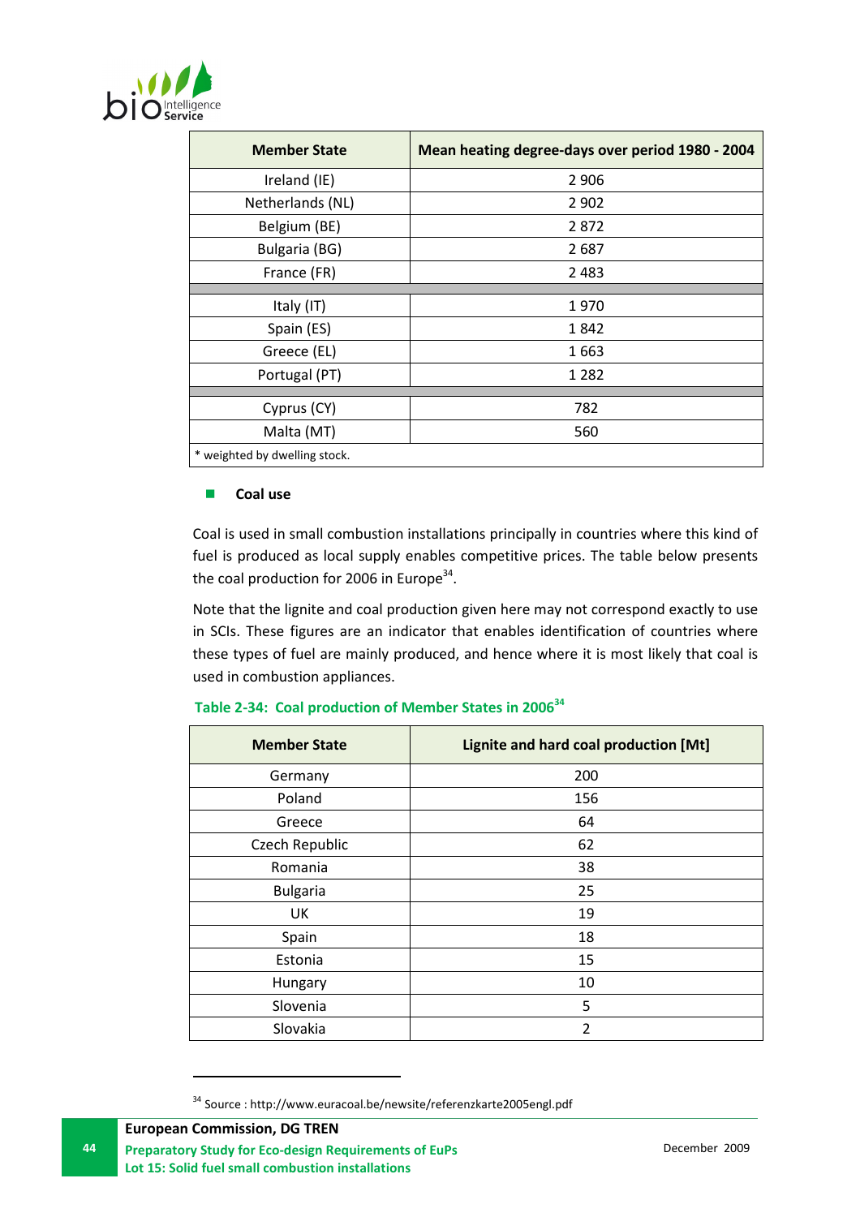| Member State | Mean heating degree-days over period 1980 - 2004 |
|---|---|
| Ireland (IE) | 2 906 |
| Netherlands (NL) | 2 902 |
| Belgium (BE) | 2 872 |
| Bulgaria (BG) | 2 687 |
| France (FR) | 2 483 |
| | |
| Italy (IT) | 1 970 |
| Spain (ES) | 1 842 |
| Greece (EL) | 1 663 |
| Portugal (PT) | 1 282 |
| | |
| Cyprus (CY) | 782 |
| Malta (MT) | 560 |
| * weighted by dwelling stock. | |

- **Coal use**

Coal is used in small combustion installations principally in countries where this kind of fuel is produced as local supply enables competitive prices. The table below presents the coal production for 2006 in Europe[34].

Note that the lignite and coal production given here may not correspond exactly to use in SCIs. These figures are an indicator that enables identification of countries where these types of fuel are mainly produced, and hence where it is most likely that coal is used in combustion appliances.

**Table 2-34: Coal production of Member States in 2006[34]**

| Member State | Lignite and hard coal production [Mt] |
|---|---|
| Germany | 200 |
| Poland | 156 |
| Greece | 64 |
| Czech Republic | 62 |
| Romania | 38 |
| Bulgaria | 25 |
| UK | 19 |
| Spain | 18 |
| Estonia | 15 |
| Hungary | 10 |
| Slovenia | 5 |
| Slovakia | 2 |

[34] Source : http://www.euracoal.be/newsite/referenzkarte2005engl.pdf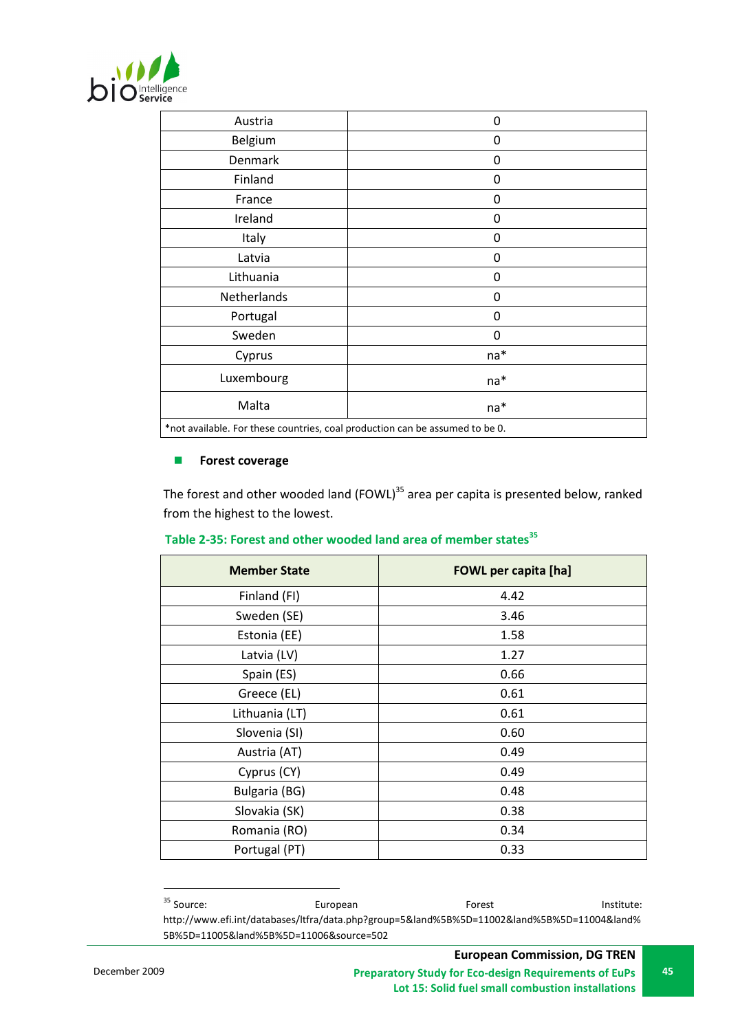| | |
|---|---|
| Austria | 0 |
| Belgium | 0 |
| Denmark | 0 |
| Finland | 0 |
| France | 0 |
| Ireland | 0 |
| Italy | 0 |
| Latvia | 0 |
| Lithuania | 0 |
| Netherlands | 0 |
| Portugal | 0 |
| Sweden | 0 |
| Cyprus | na* |
| Luxembourg | na* |
| Malta | na* |

*not available. For these countries, coal production can be assumed to be 0.

- **Forest coverage**

The forest and other wooded land (FOWL)[35] area per capita is presented below, ranked from the highest to the lowest.

**Table 2-35: Forest and other wooded land area of member states[35]**

| Member State | FOWL per capita [ha] |
|---|---|
| Finland (FI) | 4.42 |
| Sweden (SE) | 3.46 |
| Estonia (EE) | 1.58 |
| Latvia (LV) | 1.27 |
| Spain (ES) | 0.66 |
| Greece (EL) | 0.61 |
| Lithuania (LT) | 0.61 |
| Slovenia (SI) | 0.60 |
| Austria (AT) | 0.49 |
| Cyprus (CY) | 0.49 |
| Bulgaria (BG) | 0.48 |
| Slovakia (SK) | 0.38 |
| Romania (RO) | 0.34 |
| Portugal (PT) | 0.33 |

[35] Source: European Forest Institute: http://www.efi.int/databases/ltfra/data.php?group=5&land%5B%5D=11002&land%5B%5D=11004&land%5B%5D=11005&land%5B%5D=11006&source=502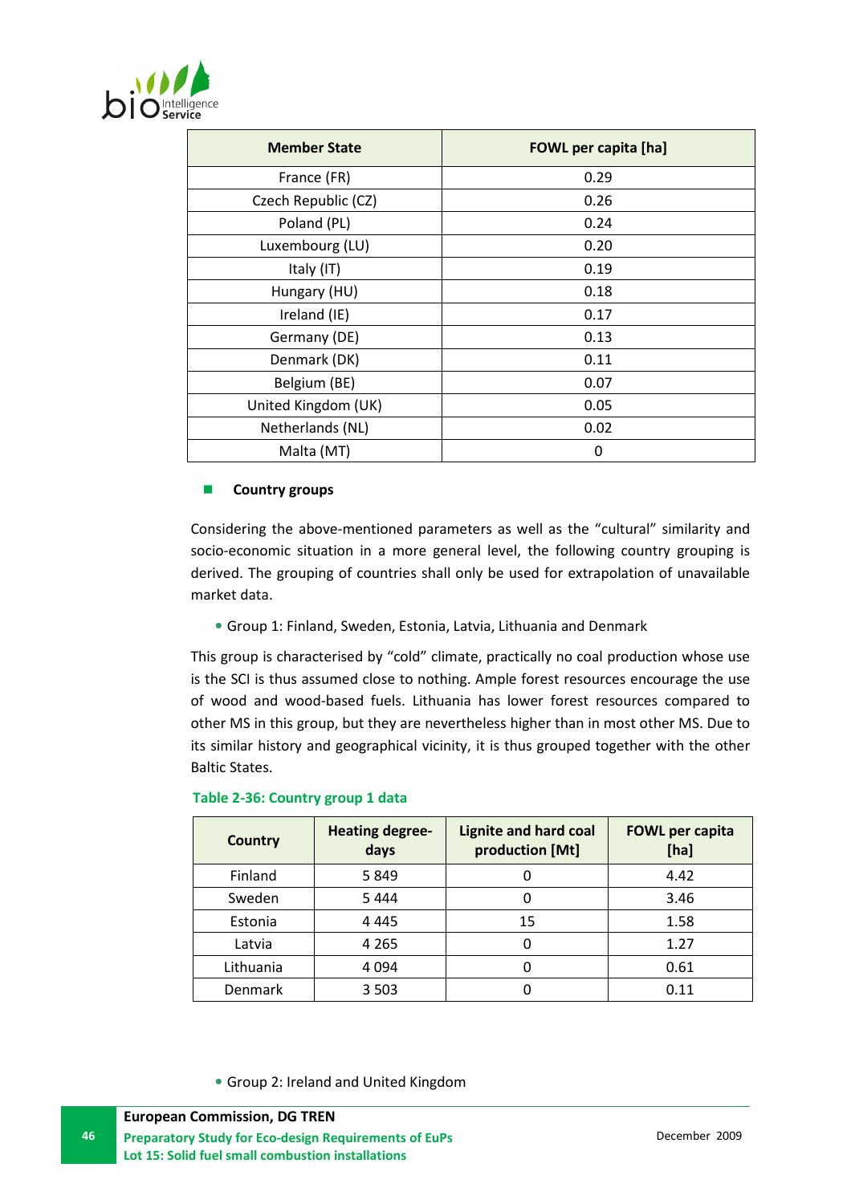| Member State | FOWL per capita [ha] |
|---|---|
| France (FR) | 0.29 |
| Czech Republic (CZ) | 0.26 |
| Poland (PL) | 0.24 |
| Luxembourg (LU) | 0.20 |
| Italy (IT) | 0.19 |
| Hungary (HU) | 0.18 |
| Ireland (IE) | 0.17 |
| Germany (DE) | 0.13 |
| Denmark (DK) | 0.11 |
| Belgium (BE) | 0.07 |
| United Kingdom (UK) | 0.05 |
| Netherlands (NL) | 0.02 |
| Malta (MT) | 0 |

#### Country groups

Considering the above-mentioned parameters as well as the "cultural" similarity and socio-economic situation in a more general level, the following country grouping is derived. The grouping of countries shall only be used for extrapolation of unavailable market data.

- Group 1: Finland, Sweden, Estonia, Latvia, Lithuania and Denmark

This group is characterised by "cold" climate, practically no coal production whose use is the SCI is thus assumed close to nothing. Ample forest resources encourage the use of wood and wood-based fuels. Lithuania has lower forest resources compared to other MS in this group, but they are nevertheless higher than in most other MS. Due to its similar history and geographical vicinity, it is thus grouped together with the other Baltic States.

**Table 2-36: Country group 1 data**

| Country | Heating degree-days | Lignite and hard coal production [Mt] | FOWL per capita [ha] |
|---|---|---|---|
| Finland | 5 849 | 0 | 4.42 |
| Sweden | 5 444 | 0 | 3.46 |
| Estonia | 4 445 | 15 | 1.58 |
| Latvia | 4 265 | 0 | 1.27 |
| Lithuania | 4 094 | 0 | 0.61 |
| Denmark | 3 503 | 0 | 0.11 |

- Group 2: Ireland and United Kingdom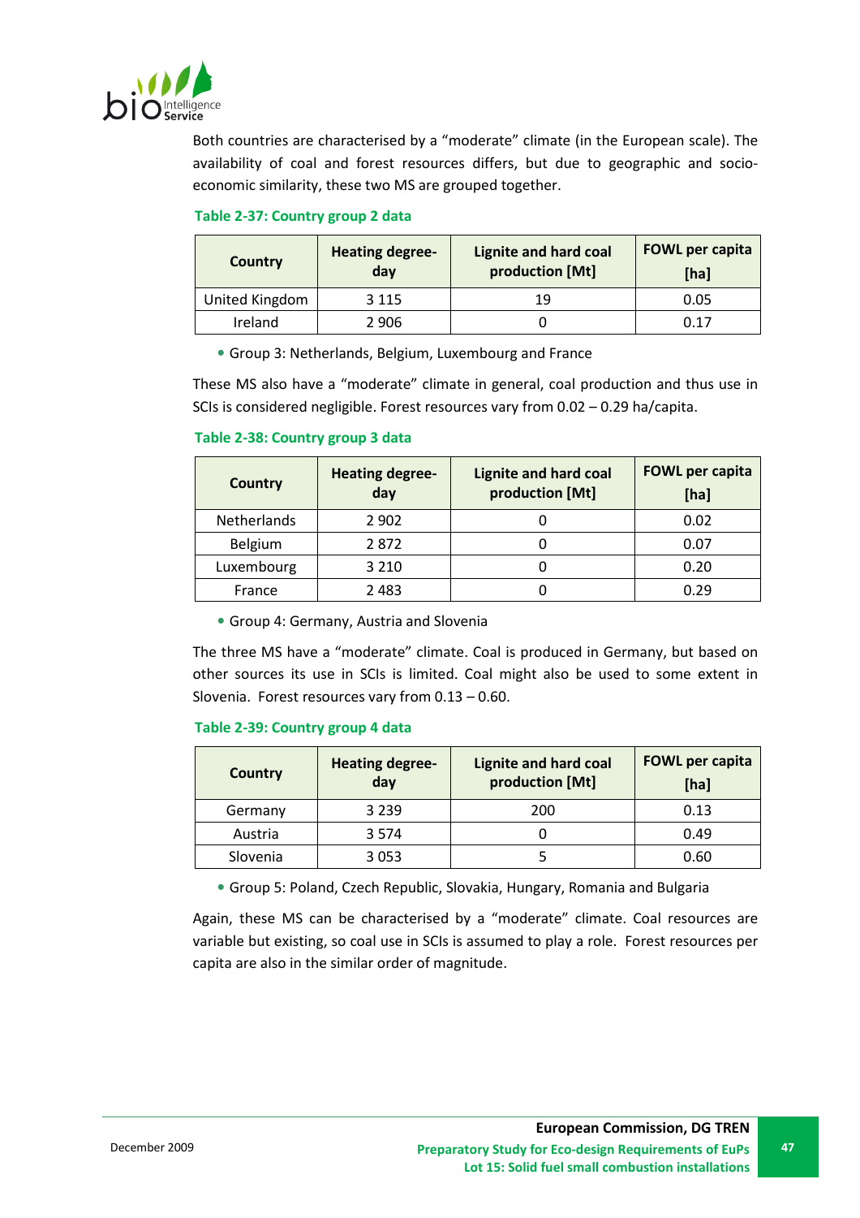Both countries are characterised by a "moderate" climate (in the European scale). The availability of coal and forest resources differs, but due to geographic and socio-economic similarity, these two MS are grouped together.

**Table 2-37: Country group 2 data**

| Country | Heating degree-day | Lignite and hard coal production [Mt] | FOWL per capita [ha] |
|---|---|---|---|
| United Kingdom | 3 115 | 19 | 0.05 |
| Ireland | 2 906 | 0 | 0.17 |

- Group 3: Netherlands, Belgium, Luxembourg and France

These MS also have a "moderate" climate in general, coal production and thus use in SCIs is considered negligible. Forest resources vary from 0.02 – 0.29 ha/capita.

**Table 2-38: Country group 3 data**

| Country | Heating degree-day | Lignite and hard coal production [Mt] | FOWL per capita [ha] |
|---|---|---|---|
| Netherlands | 2 902 | 0 | 0.02 |
| Belgium | 2 872 | 0 | 0.07 |
| Luxembourg | 3 210 | 0 | 0.20 |
| France | 2 483 | 0 | 0.29 |

- Group 4: Germany, Austria and Slovenia

The three MS have a "moderate" climate. Coal is produced in Germany, but based on other sources its use in SCIs is limited. Coal might also be used to some extent in Slovenia. Forest resources vary from 0.13 – 0.60.

**Table 2-39: Country group 4 data**

| Country | Heating degree-day | Lignite and hard coal production [Mt] | FOWL per capita [ha] |
|---|---|---|---|
| Germany | 3 239 | 200 | 0.13 |
| Austria | 3 574 | 0 | 0.49 |
| Slovenia | 3 053 | 5 | 0.60 |

- Group 5: Poland, Czech Republic, Slovakia, Hungary, Romania and Bulgaria

Again, these MS can be characterised by a "moderate" climate. Coal resources are variable but existing, so coal use in SCIs is assumed to play a role. Forest resources per capita are also in the similar order of magnitude.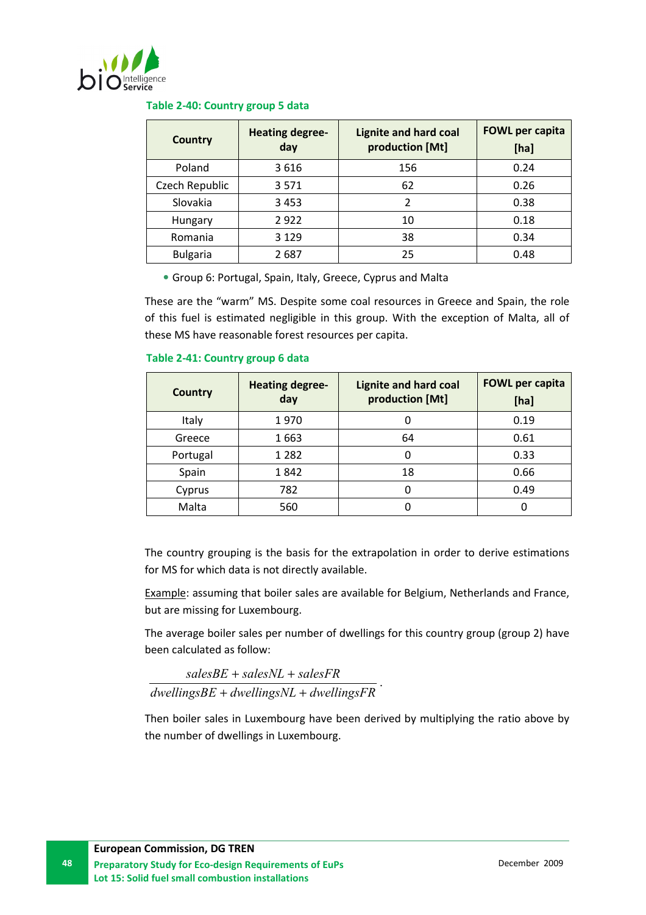**Table 2-40: Country group 5 data**

| Country | Heating degree-day | Lignite and hard coal production [Mt] | FOWL per capita [ha] |
|---|---|---|---|
| Poland | 3 616 | 156 | 0.24 |
| Czech Republic | 3 571 | 62 | 0.26 |
| Slovakia | 3 453 | 2 | 0.38 |
| Hungary | 2 922 | 10 | 0.18 |
| Romania | 3 129 | 38 | 0.34 |
| Bulgaria | 2 687 | 25 | 0.48 |

- Group 6: Portugal, Spain, Italy, Greece, Cyprus and Malta

These are the "warm" MS. Despite some coal resources in Greece and Spain, the role of this fuel is estimated negligible in this group. With the exception of Malta, all of these MS have reasonable forest resources per capita.

**Table 2-41: Country group 6 data**

| Country | Heating degree-day | Lignite and hard coal production [Mt] | FOWL per capita [ha] |
|---|---|---|---|
| Italy | 1 970 | 0 | 0.19 |
| Greece | 1 663 | 64 | 0.61 |
| Portugal | 1 282 | 0 | 0.33 |
| Spain | 1 842 | 18 | 0.66 |
| Cyprus | 782 | 0 | 0.49 |
| Malta | 560 | 0 | 0 |

The country grouping is the basis for the extrapolation in order to derive estimations for MS for which data is not directly available.

Example: assuming that boiler sales are available for Belgium, Netherlands and France, but are missing for Luxembourg.

The average boiler sales per number of dwellings for this country group (group 2) have been calculated as follow:

$$\frac{salesBE + salesNL + salesFR}{dwellingsBE + dwellingsNL + dwellingsFR}.$$

Then boiler sales in Luxembourg have been derived by multiplying the ratio above by the number of dwellings in Luxembourg.